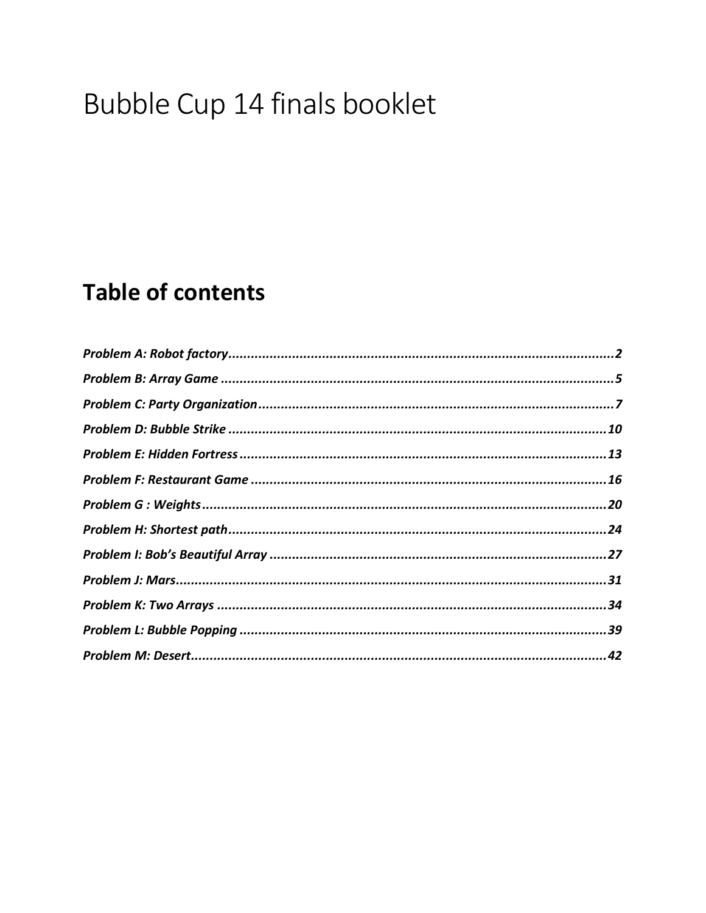# Bubble Cup 14 finals booklet

## Table of contents

***Problem A: Robot factory*** ........................................................................................................2
***Problem B: Array Game*** ..........................................................................................................5
***Problem C: Party Organization*** ...............................................................................................7
***Problem D: Bubble Strike*** .....................................................................................................10
***Problem E: Hidden Fortress*** ..................................................................................................13
***Problem F: Restaurant Game*** ...............................................................................................16
***Problem G : Weights*** ............................................................................................................20
***Problem H: Shortest path*** .....................................................................................................24
***Problem I: Bob's Beautiful Array*** .........................................................................................27
***Problem J: Mars*** ..................................................................................................................31
***Problem K: Two Arrays*** .......................................................................................................34
***Problem L: Bubble Popping*** ..................................................................................................39
***Problem M: Desert*** ...............................................................................................................42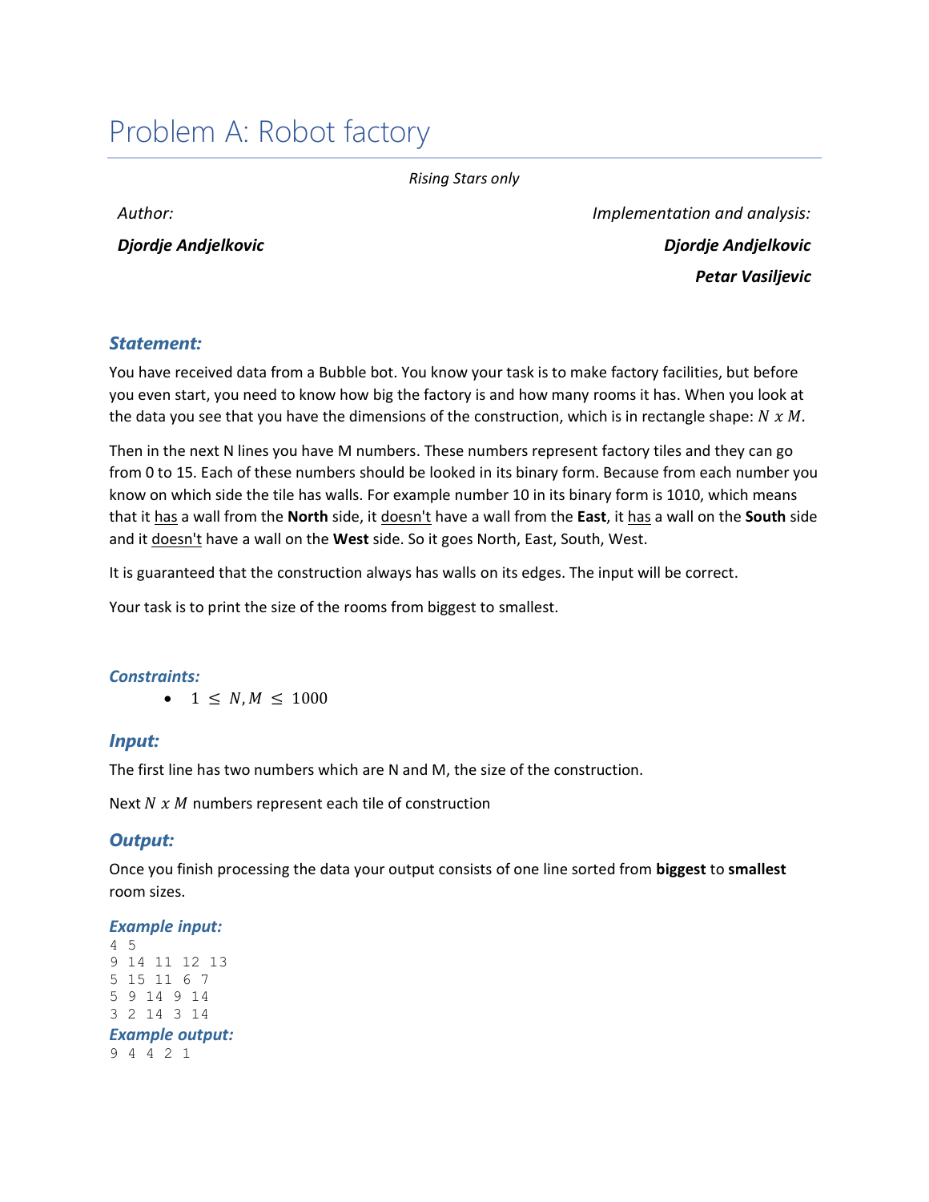# Problem A: Robot factory

*Rising Stars only*

*Author:*

***Djordje Andjelkovic***

*Implementation and analysis:*

***Djordje Andjelkovic***

***Petar Vasiljevic***

### *Statement:*

You have received data from a Bubble bot. You know your task is to make factory facilities, but before you even start, you need to know how big the factory is and how many rooms it has. When you look at the data you see that you have the dimensions of the construction, which is in rectangle shape: $N\ x\ M$.

Then in the next N lines you have M numbers. These numbers represent factory tiles and they can go from 0 to 15. Each of these numbers should be looked in its binary form. Because from each number you know on which side the tile has walls. For example number 10 in its binary form is 1010, which means that it has a wall from the **North** side, it doesn't have a wall from the **East**, it has a wall on the **South** side and it doesn't have a wall on the **West** side. So it goes North, East, South, West.

It is guaranteed that the construction always has walls on its edges. The input will be correct.

Your task is to print the size of the rooms from biggest to smallest.

#### *Constraints:*

- $1 \leq N, M \leq 1000$

### *Input:*

The first line has two numbers which are N and M, the size of the construction.

Next $N\ x\ M$ numbers represent each tile of construction

### *Output:*

Once you finish processing the data your output consists of one line sorted from **biggest** to **smallest** room sizes.

#### *Example input:*

```
4 5
9 14 11 12 13
5 15 11 6 7
5 9 14 9 14
3 2 14 3 14
```

#### *Example output:*

```
9 4 4 2 1
```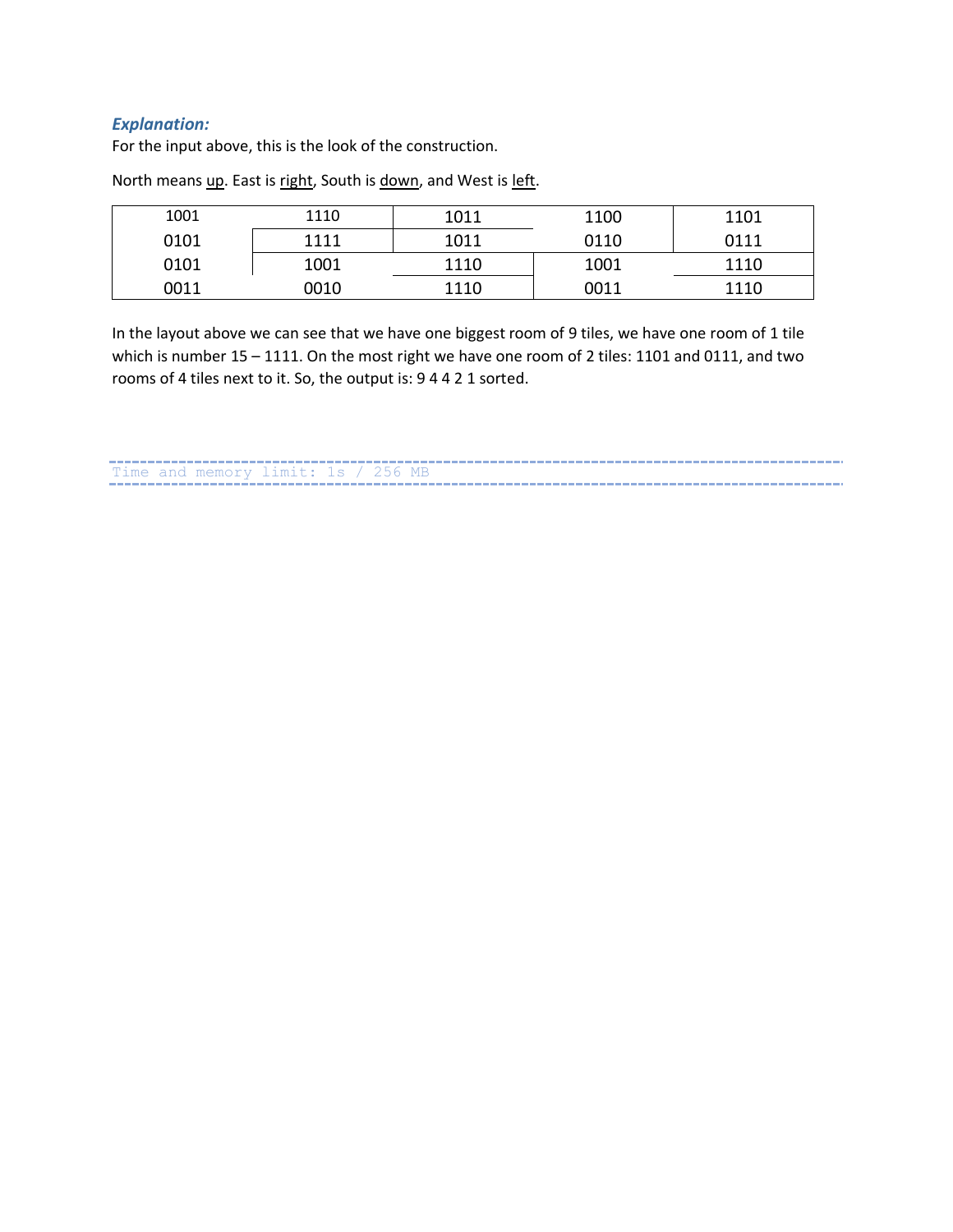***Explanation:***

For the input above, this is the look of the construction.

North means up. East is right, South is down, and West is left.

| | | | | |
|---|---|---|---|---|
| 1001 | 1110 | 1011 | 1100 | 1101 |
| 0101 | 1111 | 1011 | 0110 | 0111 |
| 0101 | 1001 | 1110 | 1001 | 1110 |
| 0011 | 0010 | 1110 | 0011 | 1110 |

In the layout above we can see that we have one biggest room of 9 tiles, we have one room of 1 tile which is number 15 – 1111. On the most right we have one room of 2 tiles: 1101 and 0111, and two rooms of 4 tiles next to it. So, the output is: 9 4 4 2 1 sorted.

Time and memory limit: 1s / 256 MB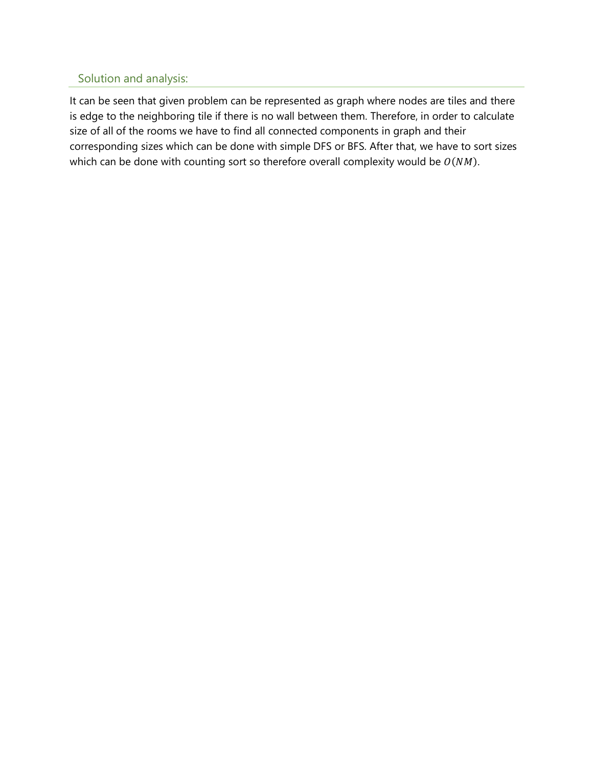## Solution and analysis:

It can be seen that given problem can be represented as graph where nodes are tiles and there is edge to the neighboring tile if there is no wall between them. Therefore, in order to calculate size of all of the rooms we have to find all connected components in graph and their corresponding sizes which can be done with simple DFS or BFS. After that, we have to sort sizes which can be done with counting sort so therefore overall complexity would be $O(NM)$.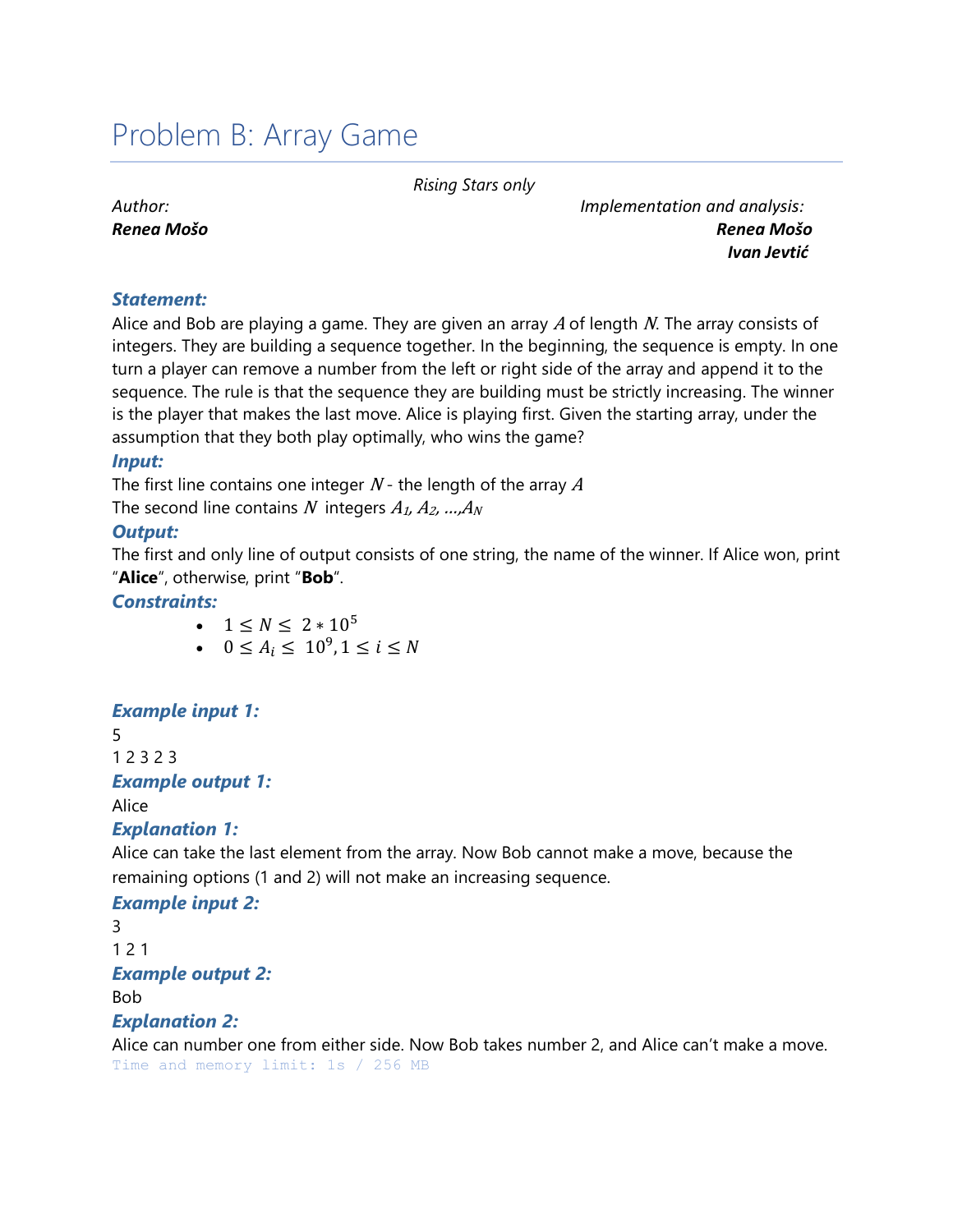# Problem B: Array Game

*Rising Stars only*

*Author:*
***Renea Mošo***

*Implementation and analysis:*
***Renea Mošo***
***Ivan Jevtić***

### *Statement:*

Alice and Bob are playing a game. They are given an array $A$ of length $N$. The array consists of integers. They are building a sequence together. In the beginning, the sequence is empty. In one turn a player can remove a number from the left or right side of the array and append it to the sequence. The rule is that the sequence they are building must be strictly increasing. The winner is the player that makes the last move. Alice is playing first. Given the starting array, under the assumption that they both play optimally, who wins the game?

### *Input:*

The first line contains one integer $N$ - the length of the array $A$

The second line contains $N$ integers $A_1, A_2, \ldots, A_N$

### *Output:*

The first and only line of output consists of one string, the name of the winner. If Alice won, print "**Alice**", otherwise, print "**Bob**".

### *Constraints:*

- $1 \leq N \leq 2 * 10^5$
- $0 \leq A_i \leq 10^9, 1 \leq i \leq N$

### *Example input 1:*

```
5
1 2 3 2 3
```

### *Example output 1:*

```
Alice
```

### *Explanation 1:*

Alice can take the last element from the array. Now Bob cannot make a move, because the remaining options (1 and 2) will not make an increasing sequence.

### *Example input 2:*

```
3
1 2 1
```

### *Example output 2:*

```
Bob
```

### *Explanation 2:*

Alice can number one from either side. Now Bob takes number 2, and Alice can't make a move.

Time and memory limit: 1s / 256 MB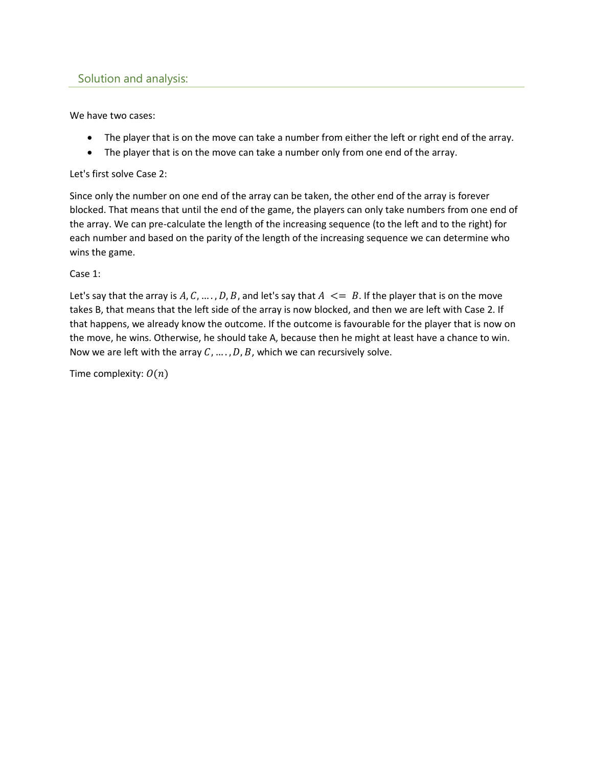## Solution and analysis:

We have two cases:

- The player that is on the move can take a number from either the left or right end of the array.
- The player that is on the move can take a number only from one end of the array.

Let's first solve Case 2:

Since only the number on one end of the array can be taken, the other end of the array is forever blocked. That means that until the end of the game, the players can only take numbers from one end of the array. We can pre-calculate the length of the increasing sequence (to the left and to the right) for each number and based on the parity of the length of the increasing sequence we can determine who wins the game.

Case 1:

Let's say that the array is $A, C, \ldots., D, B$, and let's say that $A \;<=\; B$. If the player that is on the move takes B, that means that the left side of the array is now blocked, and then we are left with Case 2. If that happens, we already know the outcome. If the outcome is favourable for the player that is now on the move, he wins. Otherwise, he should take A, because then he might at least have a chance to win. Now we are left with the array $C, \ldots., D, B$, which we can recursively solve.

Time complexity: $O(n)$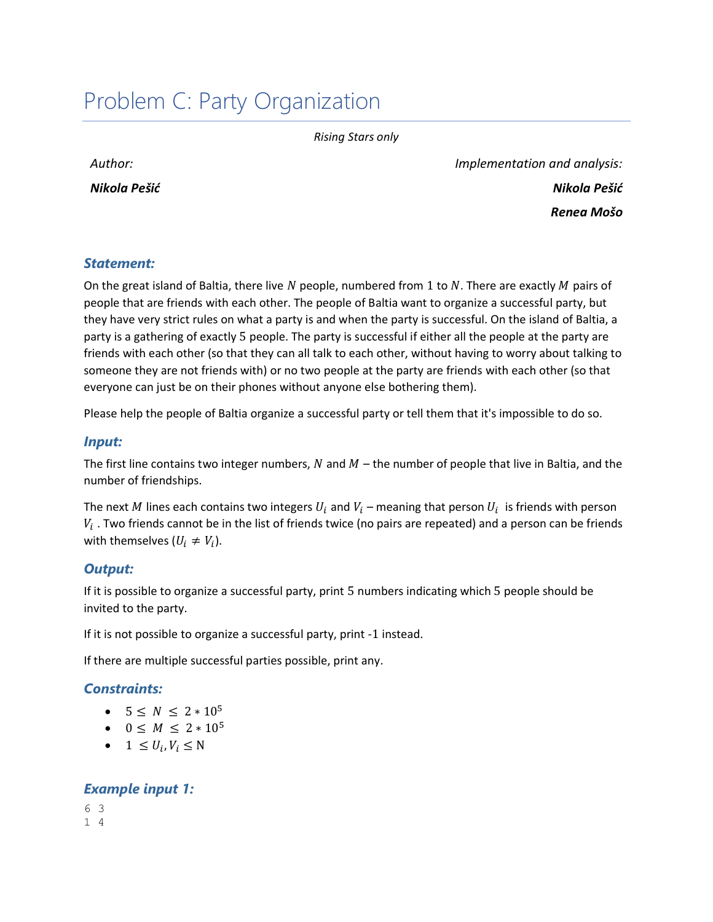# Problem C: Party Organization

*Rising Stars only*

*Author:*

***Nikola Pešić***

*Implementation and analysis:*

***Nikola Pešić***

***Renea Mošo***

### *Statement:*

On the great island of Baltia, there live $N$ people, numbered from 1 to $N$. There are exactly $M$ pairs of people that are friends with each other. The people of Baltia want to organize a successful party, but they have very strict rules on what a party is and when the party is successful. On the island of Baltia, a party is a gathering of exactly 5 people. The party is successful if either all the people at the party are friends with each other (so that they can all talk to each other, without having to worry about talking to someone they are not friends with) or no two people at the party are friends with each other (so that everyone can just be on their phones without anyone else bothering them).

Please help the people of Baltia organize a successful party or tell them that it's impossible to do so.

### *Input:*

The first line contains two integer numbers, $N$ and $M$ – the number of people that live in Baltia, and the number of friendships.

The next $M$ lines each contains two integers $U_i$ and $V_i$ – meaning that person $U_i$ is friends with person $V_i$ . Two friends cannot be in the list of friends twice (no pairs are repeated) and a person can be friends with themselves ($U_i \neq V_i$).

### *Output:*

If it is possible to organize a successful party, print 5 numbers indicating which 5 people should be invited to the party.

If it is not possible to organize a successful party, print -1 instead.

If there are multiple successful parties possible, print any.

### *Constraints:*

- $5 \leq N \leq 2 * 10^5$
- $0 \leq M \leq 2 * 10^5$
- $1 \leq U_i, V_i \leq \text{N}$

### *Example input 1:*

```
6 3
1 4
```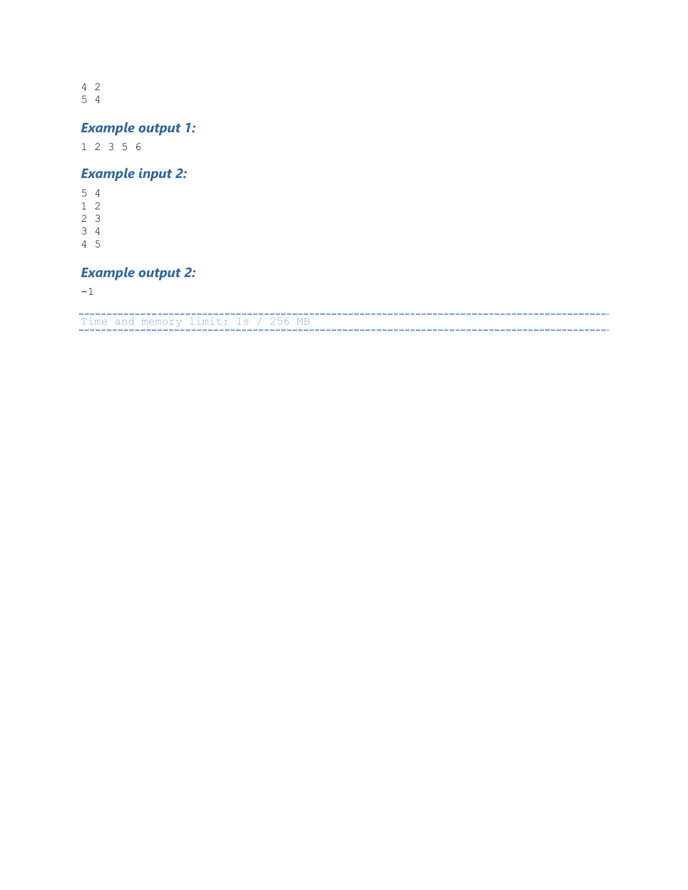```
4 2
5 4
```

### *Example output 1:*

```
1 2 3 5 6
```

### *Example input 2:*

```
5 4
1 2
2 3
3 4
4 5
```

### *Example output 2:*

```
-1
```

Time and memory limit: 1s / 256 MB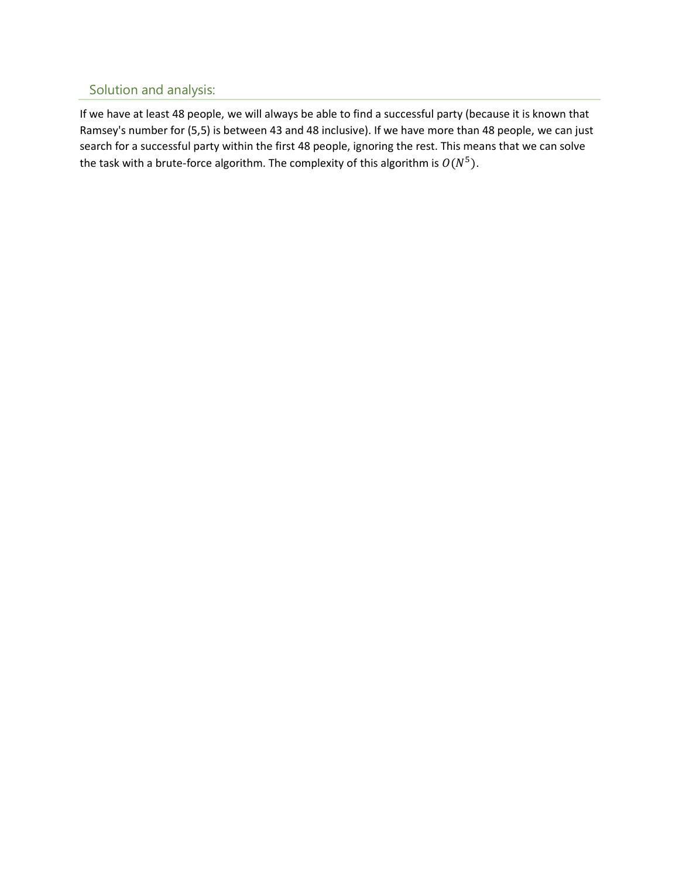## Solution and analysis:

If we have at least 48 people, we will always be able to find a successful party (because it is known that Ramsey's number for (5,5) is between 43 and 48 inclusive). If we have more than 48 people, we can just search for a successful party within the first 48 people, ignoring the rest. This means that we can solve the task with a brute-force algorithm. The complexity of this algorithm is $O(N^5)$.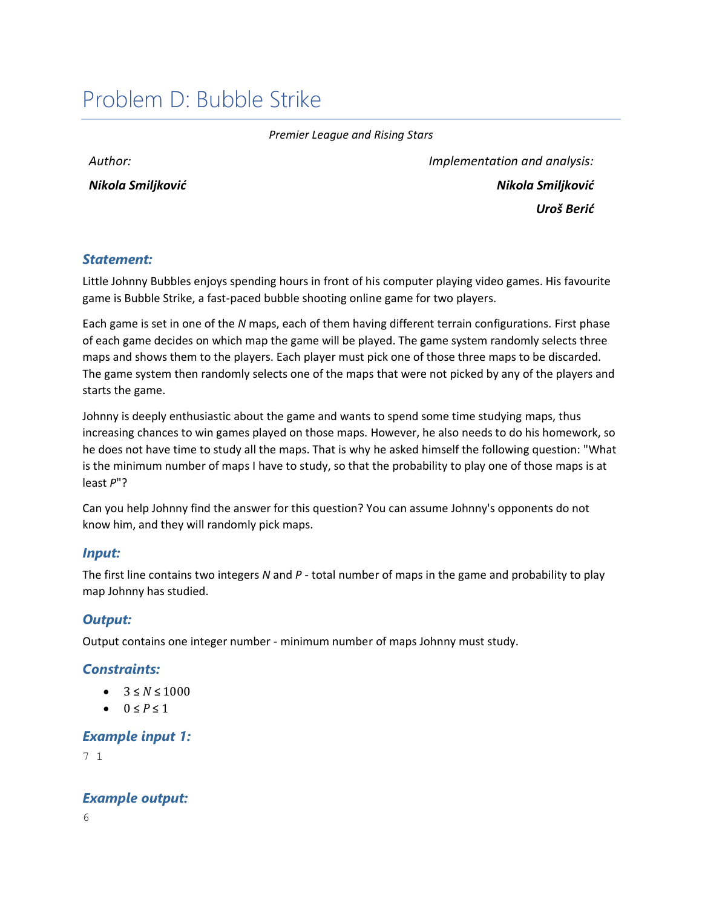# Problem D: Bubble Strike

*Premier League and Rising Stars*

*Author:*

***Nikola Smiljković***

*Implementation and analysis:*

***Nikola Smiljković***

***Uroš Berić***

### *Statement:*

Little Johnny Bubbles enjoys spending hours in front of his computer playing video games. His favourite game is Bubble Strike, a fast-paced bubble shooting online game for two players.

Each game is set in one of the *N* maps, each of them having different terrain configurations. First phase of each game decides on which map the game will be played. The game system randomly selects three maps and shows them to the players. Each player must pick one of those three maps to be discarded. The game system then randomly selects one of the maps that were not picked by any of the players and starts the game.

Johnny is deeply enthusiastic about the game and wants to spend some time studying maps, thus increasing chances to win games played on those maps. However, he also needs to do his homework, so he does not have time to study all the maps. That is why he asked himself the following question: "What is the minimum number of maps I have to study, so that the probability to play one of those maps is at least *P*"?

Can you help Johnny find the answer for this question? You can assume Johnny's opponents do not know him, and they will randomly pick maps.

### *Input:*

The first line contains two integers *N* and *P* - total number of maps in the game and probability to play map Johnny has studied.

### *Output:*

Output contains one integer number - minimum number of maps Johnny must study.

### *Constraints:*

- $3 \leq N \leq 1000$
- $0 \leq P \leq 1$

### *Example input 1:*

```
7 1
```

### *Example output:*

```
6
```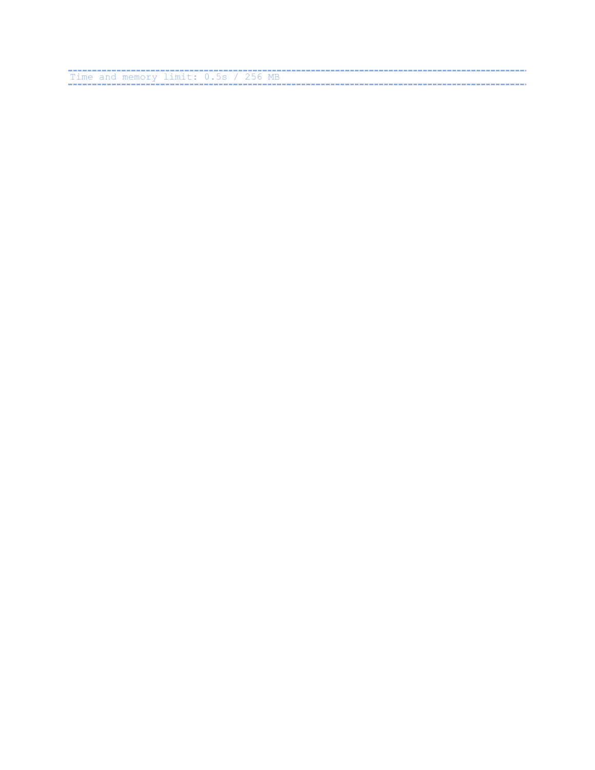Time and memory limit: 0.5s / 256 MB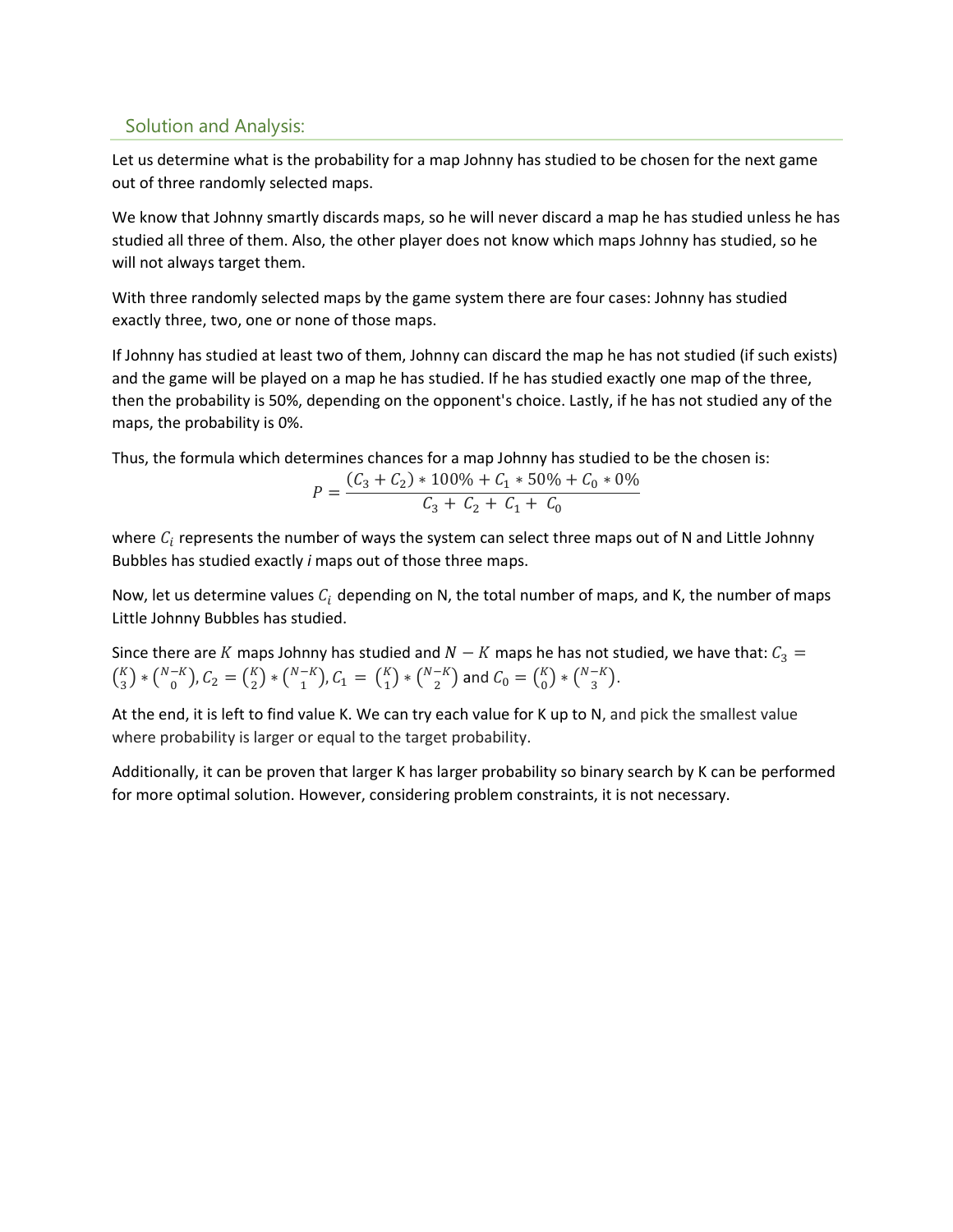## Solution and Analysis:

Let us determine what is the probability for a map Johnny has studied to be chosen for the next game out of three randomly selected maps.

We know that Johnny smartly discards maps, so he will never discard a map he has studied unless he has studied all three of them. Also, the other player does not know which maps Johnny has studied, so he will not always target them.

With three randomly selected maps by the game system there are four cases: Johnny has studied exactly three, two, one or none of those maps.

If Johnny has studied at least two of them, Johnny can discard the map he has not studied (if such exists) and the game will be played on a map he has studied. If he has studied exactly one map of the three, then the probability is 50%, depending on the opponent's choice. Lastly, if he has not studied any of the maps, the probability is 0%.

Thus, the formula which determines chances for a map Johnny has studied to be the chosen is:

$$P = \frac{(C_3 + C_2) * 100\% + C_1 * 50\% + C_0 * 0\%}{C_3 + C_2 + C_1 + C_0}$$

where $C_i$ represents the number of ways the system can select three maps out of N and Little Johnny Bubbles has studied exactly *i* maps out of those three maps.

Now, let us determine values $C_i$ depending on N, the total number of maps, and K, the number of maps Little Johnny Bubbles has studied.

Since there are $K$ maps Johnny has studied and $N - K$ maps he has not studied, we have that: $C_3 = \binom{K}{3} * \binom{N-K}{0}$, $C_2 = \binom{K}{2} * \binom{N-K}{1}$, $C_1 = \binom{K}{1} * \binom{N-K}{2}$ and $C_0 = \binom{K}{0} * \binom{N-K}{3}$.

At the end, it is left to find value K. We can try each value for K up to N, and pick the smallest value where probability is larger or equal to the target probability.

Additionally, it can be proven that larger K has larger probability so binary search by K can be performed for more optimal solution. However, considering problem constraints, it is not necessary.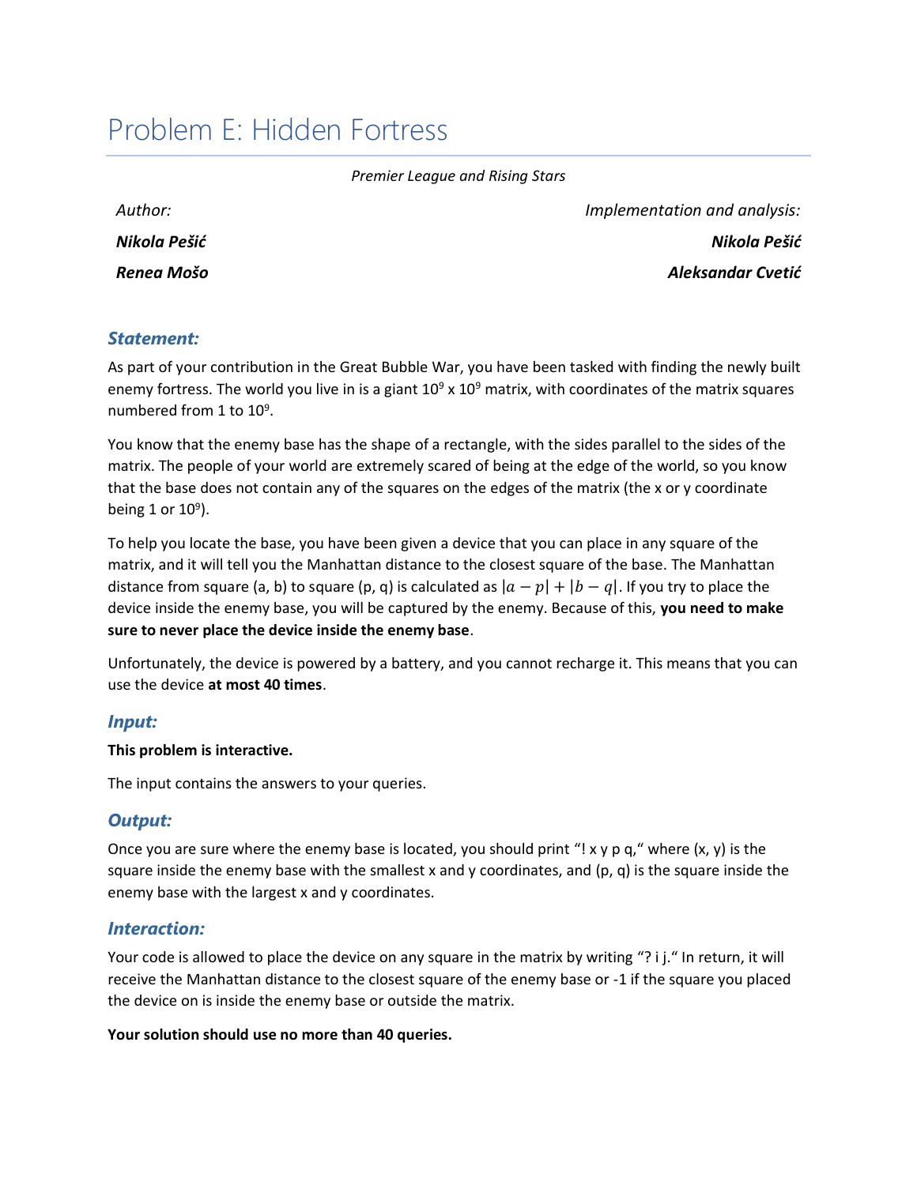# Problem E: Hidden Fortress

*Premier League and Rising Stars*

| *Author:* | *Implementation and analysis:* |
|---|---|
| ***Nikola Pešić*** | ***Nikola Pešić*** |
| ***Renea Mošo*** | ***Aleksandar Cvetić*** |

### *Statement:*

As part of your contribution in the Great Bubble War, you have been tasked with finding the newly built enemy fortress. The world you live in is a giant $10^9$ x $10^9$ matrix, with coordinates of the matrix squares numbered from 1 to $10^9$.

You know that the enemy base has the shape of a rectangle, with the sides parallel to the sides of the matrix. The people of your world are extremely scared of being at the edge of the world, so you know that the base does not contain any of the squares on the edges of the matrix (the x or y coordinate being 1 or $10^9$).

To help you locate the base, you have been given a device that you can place in any square of the matrix, and it will tell you the Manhattan distance to the closest square of the base. The Manhattan distance from square (a, b) to square (p, q) is calculated as $|a - p| + |b - q|$. If you try to place the device inside the enemy base, you will be captured by the enemy. Because of this, **you need to make sure to never place the device inside the enemy base**.

Unfortunately, the device is powered by a battery, and you cannot recharge it. This means that you can use the device **at most 40 times**.

### *Input:*

**This problem is interactive.**

The input contains the answers to your queries.

### *Output:*

Once you are sure where the enemy base is located, you should print "! x y p q," where (x, y) is the square inside the enemy base with the smallest x and y coordinates, and (p, q) is the square inside the enemy base with the largest x and y coordinates.

### *Interaction:*

Your code is allowed to place the device on any square in the matrix by writing "? i j." In return, it will receive the Manhattan distance to the closest square of the enemy base or -1 if the square you placed the device on is inside the enemy base or outside the matrix.

**Your solution should use no more than 40 queries.**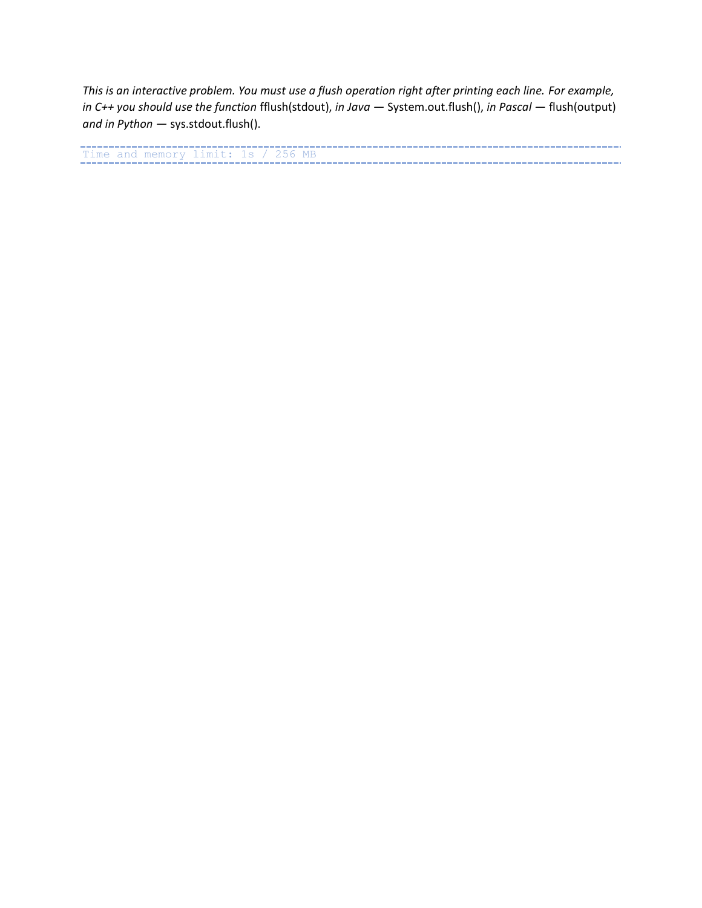*This is an interactive problem. You must use a flush operation right after printing each line. For example, in C++ you should use the function* fflush(stdout), *in Java* — System.out.flush(), *in Pascal* — flush(output) *and in Python* — sys.stdout.flush().

```
Time and memory limit: 1s / 256 MB
```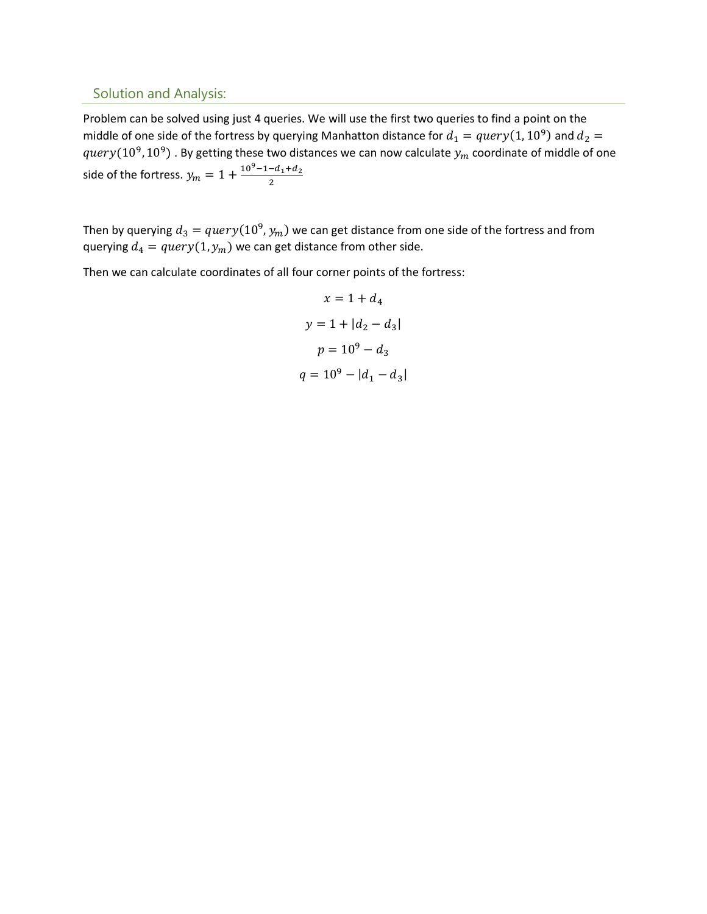## Solution and Analysis:

Problem can be solved using just 4 queries. We will use the first two queries to find a point on the middle of one side of the fortress by querying Manhatton distance for $d_1 = query(1, 10^9)$ and $d_2 = query(10^9, 10^9)$ . By getting these two distances we can now calculate $y_m$ coordinate of middle of one side of the fortress. $y_m = 1 + \frac{10^9 - 1 - d_1 + d_2}{2}$

Then by querying $d_3 = query(10^9, y_m)$ we can get distance from one side of the fortress and from querying $d_4 = query(1, y_m)$ we can get distance from other side.

Then we can calculate coordinates of all four corner points of the fortress:

$$x = 1 + d_4$$

$$y = 1 + |d_2 - d_3|$$

$$p = 10^9 - d_3$$

$$q = 10^9 - |d_1 - d_3|$$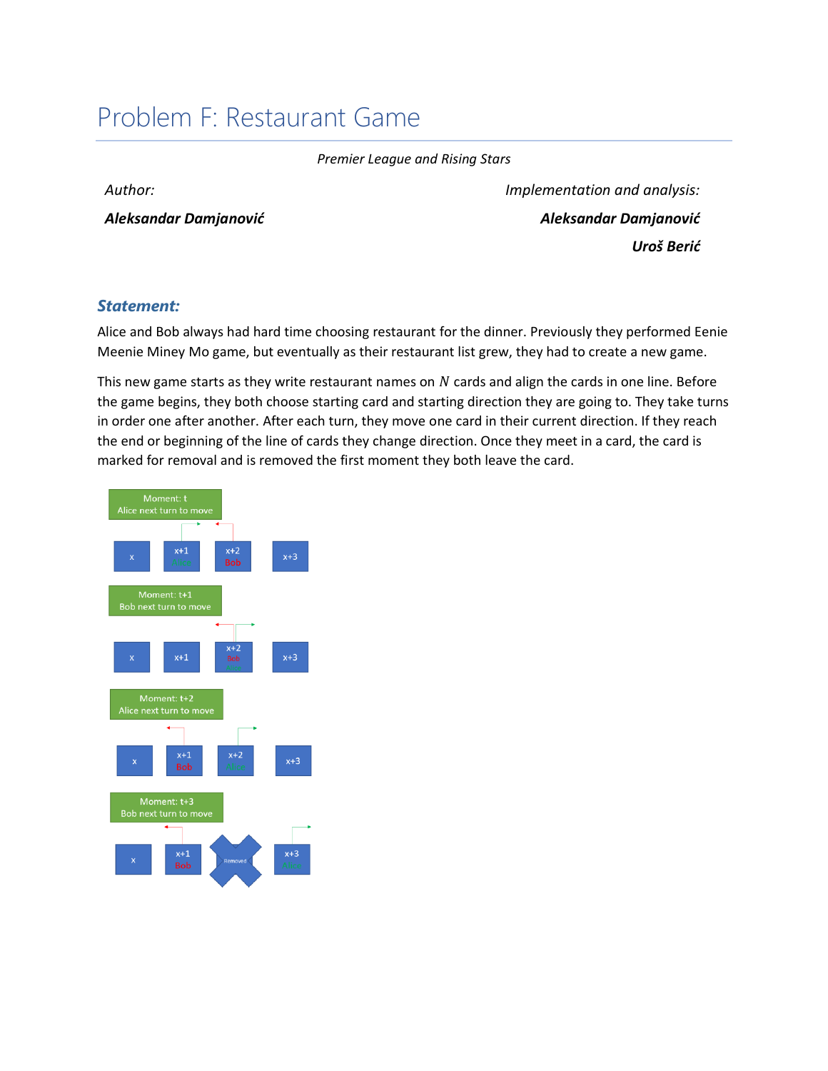# Problem F: Restaurant Game

*Premier League and Rising Stars*

*Author:*

***Aleksandar Damjanović***

*Implementation and analysis:*

***Aleksandar Damjanović***

***Uroš Berić***

### *Statement:*

Alice and Bob always had hard time choosing restaurant for the dinner. Previously they performed Eenie Meenie Miney Mo game, but eventually as their restaurant list grew, they had to create a new game.

This new game starts as they write restaurant names on $N$ cards and align the cards in one line. Before the game begins, they both choose starting card and starting direction they are going to. They take turns in order one after another. After each turn, they move one card in their current direction. If they reach the end or beginning of the line of cards they change direction. Once they meet in a card, the card is marked for removal and is removed the first moment they both leave the card.

Moment: t
Alice next turn to move

x | x+1 Alice | x+2 Bob | x+3

Moment: t+1
Bob next turn to move

x | x+1 | x+2 Bob Alice | x+3

Moment: t+2
Alice next turn to move

x | x+1 Bob | x+2 Alice | x+3

Moment: t+3
Bob next turn to move

x | x+1 Bob | Removed | x+3 Alice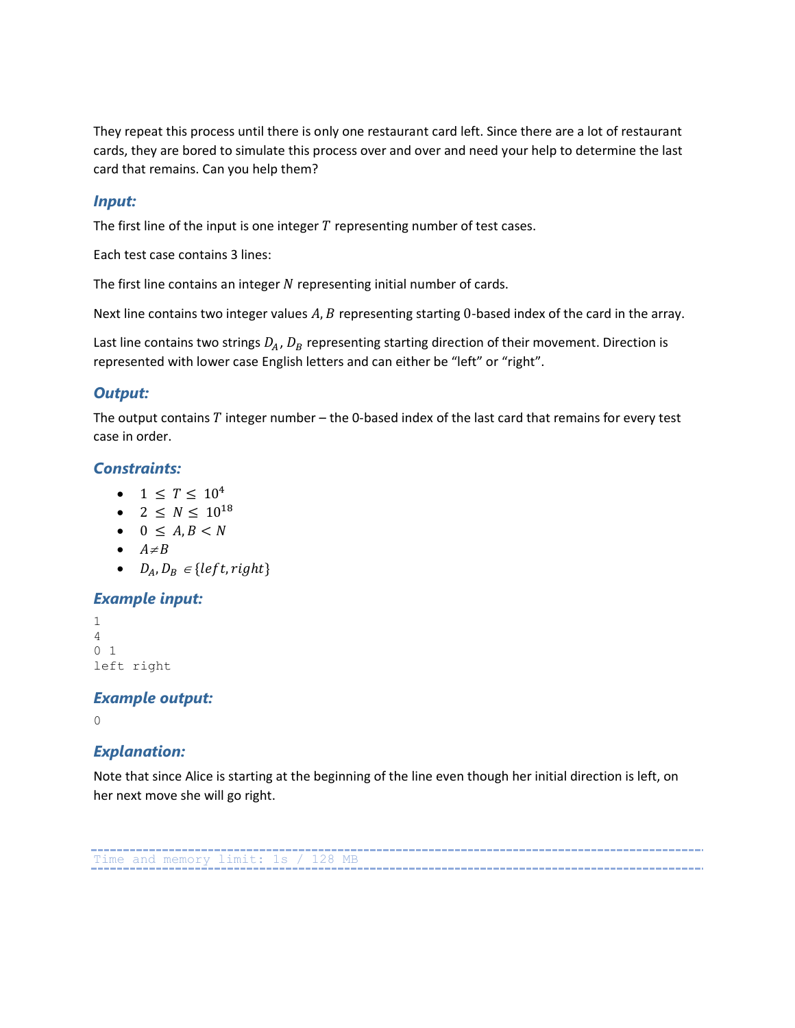They repeat this process until there is only one restaurant card left. Since there are a lot of restaurant cards, they are bored to simulate this process over and over and need your help to determine the last card that remains. Can you help them?

### Input:

The first line of the input is one integer $T$ representing number of test cases.

Each test case contains 3 lines:

The first line contains an integer $N$ representing initial number of cards.

Next line contains two integer values $A, B$ representing starting 0-based index of the card in the array.

Last line contains two strings $D_A$, $D_B$ representing starting direction of their movement. Direction is represented with lower case English letters and can either be "left" or "right".

### Output:

The output contains $T$ integer number – the 0-based index of the last card that remains for every test case in order.

### Constraints:

- $1 \leq T \leq 10^4$
- $2 \leq N \leq 10^{18}$
- $0 \leq A, B < N$
- $A \neq B$
- $D_A, D_B \in \{left, right\}$

### Example input:

```
1
4
0 1
left right
```

### Example output:

```
0
```

### Explanation:

Note that since Alice is starting at the beginning of the line even though her initial direction is left, on her next move she will go right.

```
Time and memory limit: 1s / 128 MB
```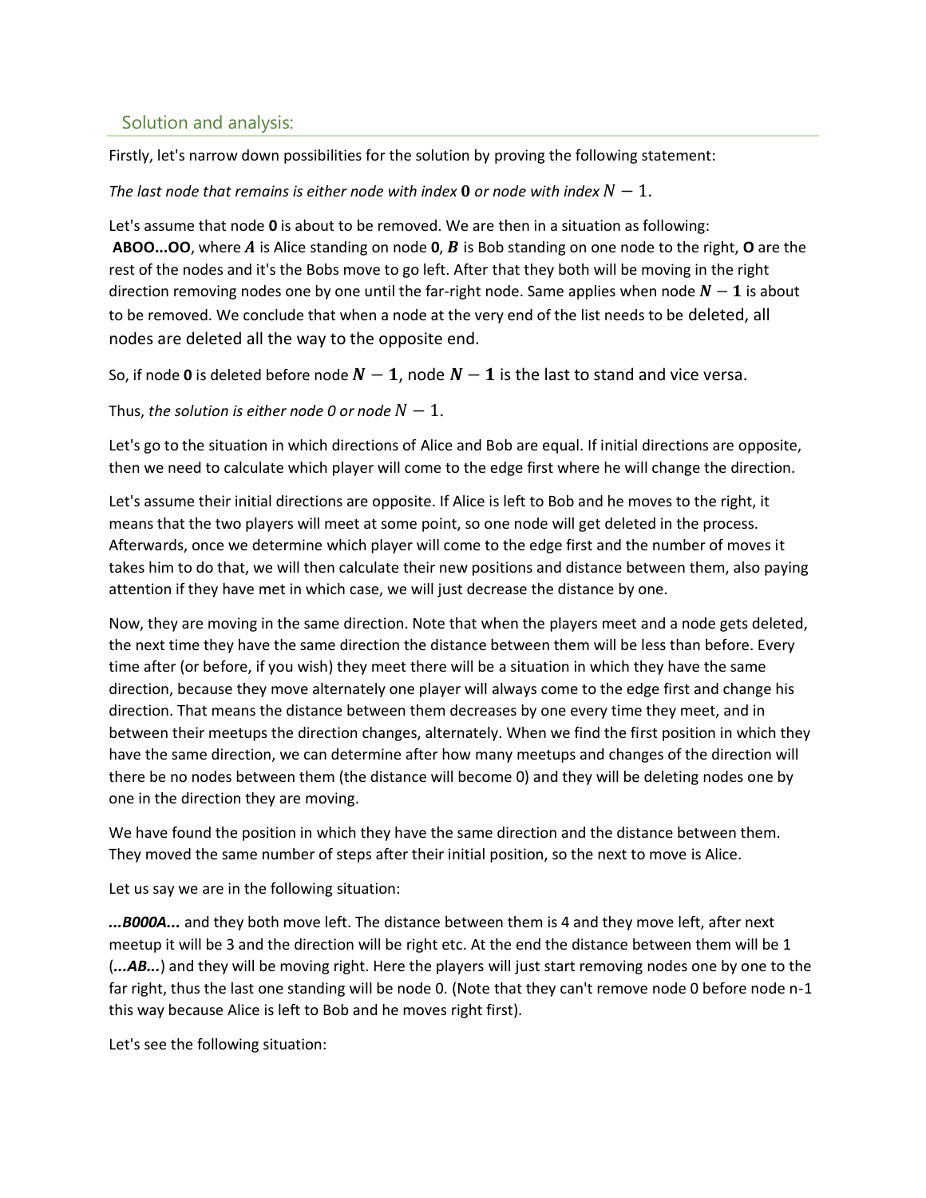## Solution and analysis:

Firstly, let's narrow down possibilities for the solution by proving the following statement:

*The last node that remains is either node with index* **0** *or node with index* $N - 1$.

Let's assume that node **0** is about to be removed. We are then in a situation as following: **ABOO...OO**, where $A$ is Alice standing on node **0**, $B$ is Bob standing on one node to the right, **O** are the rest of the nodes and it's the Bobs move to go left. After that they both will be moving in the right direction removing nodes one by one until the far-right node. Same applies when node $N - 1$ is about to be removed. We conclude that when a node at the very end of the list needs to be deleted, all nodes are deleted all the way to the opposite end.

So, if node **0** is deleted before node $N - 1$, node $N - 1$ is the last to stand and vice versa.

Thus, *the solution is either node 0 or node* $N - 1$.

Let's go to the situation in which directions of Alice and Bob are equal. If initial directions are opposite, then we need to calculate which player will come to the edge first where he will change the direction.

Let's assume their initial directions are opposite. If Alice is left to Bob and he moves to the right, it means that the two players will meet at some point, so one node will get deleted in the process. Afterwards, once we determine which player will come to the edge first and the number of moves it takes him to do that, we will then calculate their new positions and distance between them, also paying attention if they have met in which case, we will just decrease the distance by one.

Now, they are moving in the same direction. Note that when the players meet and a node gets deleted, the next time they have the same direction the distance between them will be less than before. Every time after (or before, if you wish) they meet there will be a situation in which they have the same direction, because they move alternately one player will always come to the edge first and change his direction. That means the distance between them decreases by one every time they meet, and in between their meetups the direction changes, alternately. When we find the first position in which they have the same direction, we can determine after how many meetups and changes of the direction will there be no nodes between them (the distance will become 0) and they will be deleting nodes one by one in the direction they are moving.

We have found the position in which they have the same direction and the distance between them. They moved the same number of steps after their initial position, so the next to move is Alice.

Let us say we are in the following situation:

***...B000A...*** and they both move left. The distance between them is 4 and they move left, after next meetup it will be 3 and the direction will be right etc. At the end the distance between them will be 1 (***...AB...***) and they will be moving right. Here the players will just start removing nodes one by one to the far right, thus the last one standing will be node 0. (Note that they can't remove node 0 before node n-1 this way because Alice is left to Bob and he moves right first).

Let's see the following situation: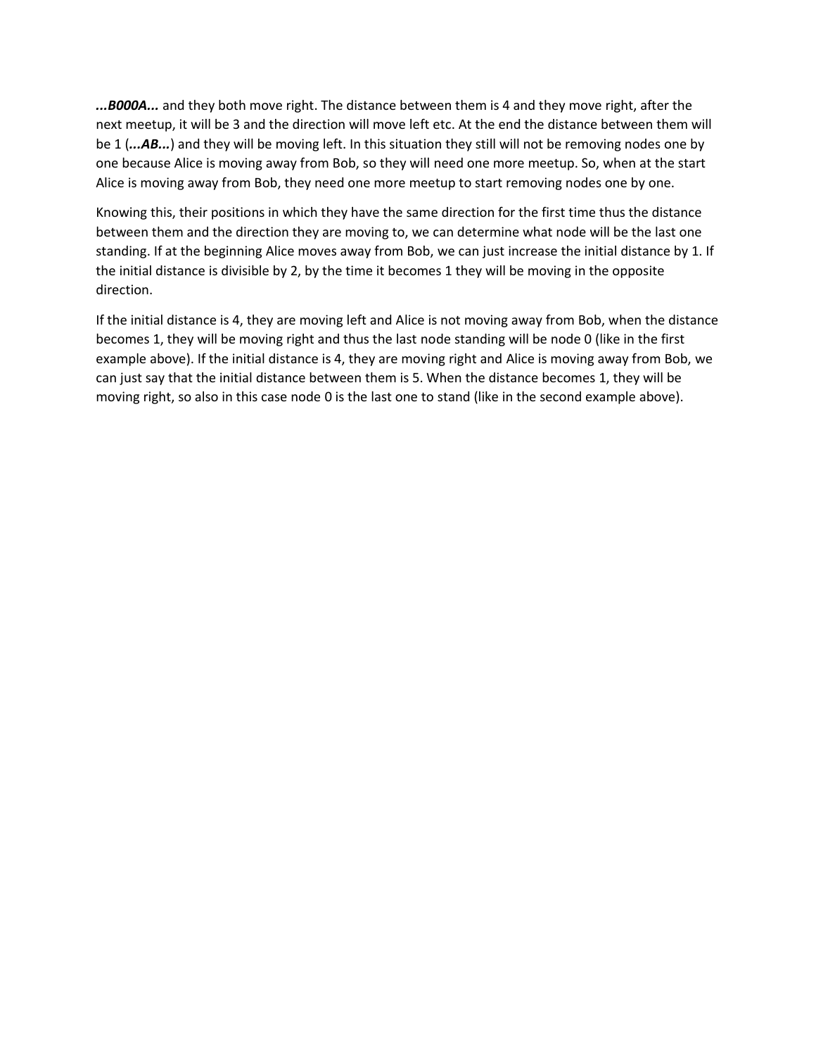***...B000A...*** and they both move right. The distance between them is 4 and they move right, after the next meetup, it will be 3 and the direction will move left etc. At the end the distance between them will be 1 (***...AB...***) and they will be moving left. In this situation they still will not be removing nodes one by one because Alice is moving away from Bob, so they will need one more meetup. So, when at the start Alice is moving away from Bob, they need one more meetup to start removing nodes one by one.

Knowing this, their positions in which they have the same direction for the first time thus the distance between them and the direction they are moving to, we can determine what node will be the last one standing. If at the beginning Alice moves away from Bob, we can just increase the initial distance by 1. If the initial distance is divisible by 2, by the time it becomes 1 they will be moving in the opposite direction.

If the initial distance is 4, they are moving left and Alice is not moving away from Bob, when the distance becomes 1, they will be moving right and thus the last node standing will be node 0 (like in the first example above). If the initial distance is 4, they are moving right and Alice is moving away from Bob, we can just say that the initial distance between them is 5. When the distance becomes 1, they will be moving right, so also in this case node 0 is the last one to stand (like in the second example above).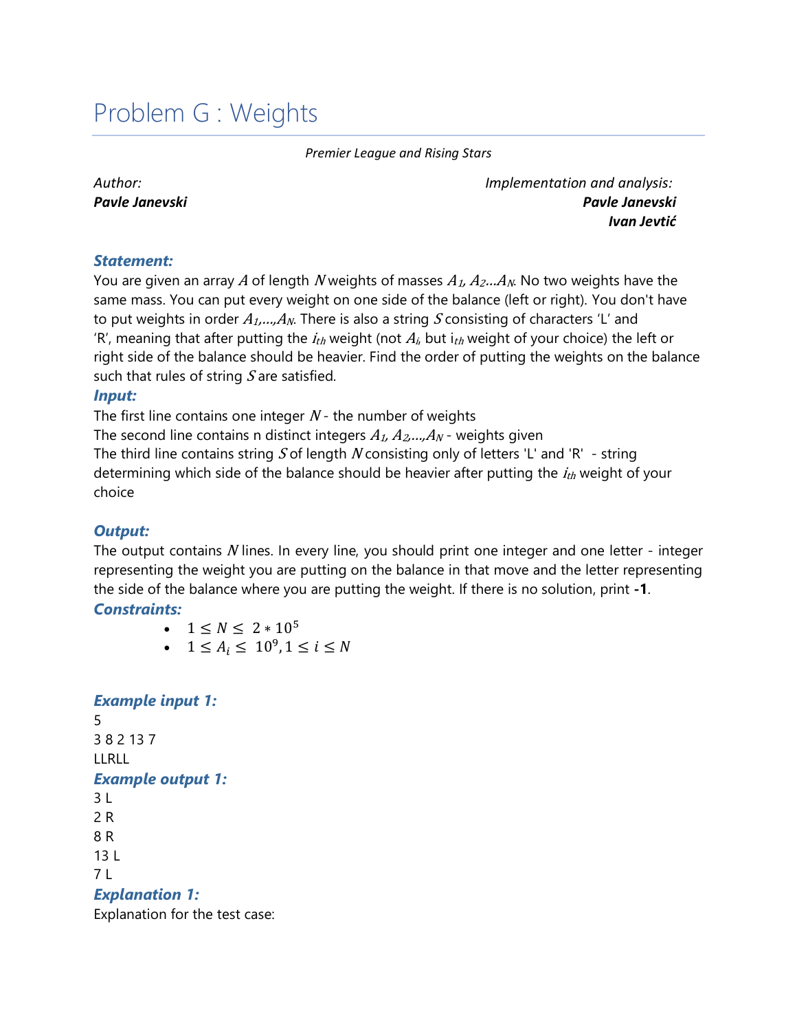# Problem G : Weights

*Premier League and Rising Stars*

*Author:*
***Pavle Janevski***

*Implementation and analysis:*
***Pavle Janevski***
***Ivan Jevtić***

### *Statement:*

You are given an array $A$ of length $N$ weights of masses $A_1, A_2 ... A_N$. No two weights have the same mass. You can put every weight on one side of the balance (left or right). You don't have to put weights in order $A_1,...,A_N$. There is also a string $S$ consisting of characters 'L' and 'R', meaning that after putting the $i_{th}$ weight (not $A_i$, but $i_{th}$ weight of your choice) the left or right side of the balance should be heavier. Find the order of putting the weights on the balance such that rules of string $S$ are satisfied.

### *Input:*

The first line contains one integer $N$ - the number of weights

The second line contains n distinct integers $A_1, A_2,...,A_N$ - weights given

The third line contains string $S$ of length $N$ consisting only of letters 'L' and 'R' - string determining which side of the balance should be heavier after putting the $i_{th}$ weight of your choice

### *Output:*

The output contains $N$ lines. In every line, you should print one integer and one letter - integer representing the weight you are putting on the balance in that move and the letter representing the side of the balance where you are putting the weight. If there is no solution, print **-1**.

### *Constraints:*

- $1 \leq N \leq 2 * 10^5$
- $1 \leq A_i \leq 10^9, 1 \leq i \leq N$

### *Example input 1:*

```
5
3 8 2 13 7
LLRLL
```

### *Example output 1:*

```
3 L
2 R
8 R
13 L
7 L
```

### *Explanation 1:*

Explanation for the test case: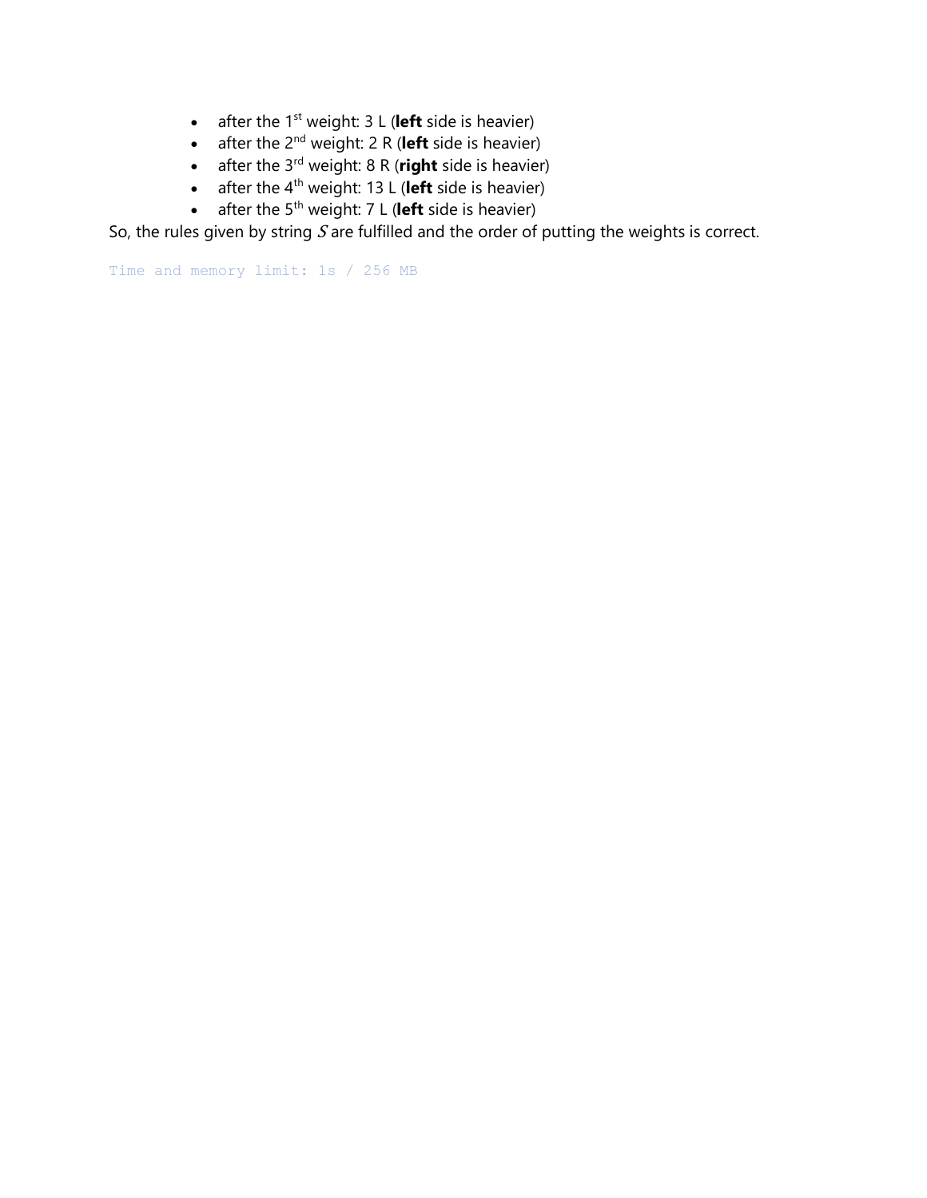- after the 1st weight: 3 L (**left** side is heavier)
- after the 2nd weight: 2 R (**left** side is heavier)
- after the 3rd weight: 8 R (**right** side is heavier)
- after the 4th weight: 13 L (**left** side is heavier)
- after the 5th weight: 7 L (**left** side is heavier)

So, the rules given by string $S$ are fulfilled and the order of putting the weights is correct.

```
Time and memory limit: 1s / 256 MB
```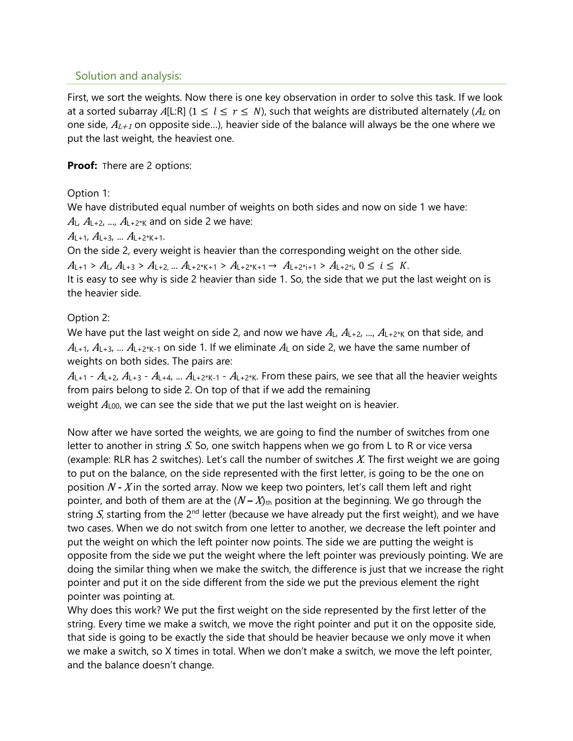## Solution and analysis:

First, we sort the weights. Now there is one key observation in order to solve this task. If we look at a sorted subarray $A$[L:R] ($1 \leq l \leq r \leq N$), such that weights are distributed alternately ($A_L$ on one side, $A_{L+1}$ on opposite side…), heavier side of the balance will always be the one where we put the last weight, the heaviest one.

**Proof:** There are 2 options:

Option 1:
We have distributed equal number of weights on both sides and now on side 1 we have: $A_L$, $A_{L+2}$, …, $A_{L+2*K}$ and on side 2 we have:
$A_{L+1}$, $A_{L+3}$, … $A_{L+2*K+1}$.
On the side 2, every weight is heavier than the corresponding weight on the other side.
$A_{L+1} > A_L$, $A_{L+3} > A_{L+2}$, … $A_{L+2*K+1} > A_{L+2*K+1} \rightarrow A_{L+2*i+1} > A_{L+2*i}$, $0 \leq i \leq K$.
It is easy to see why is side 2 heavier than side 1. So, the side that we put the last weight on is the heavier side.

Option 2:
We have put the last weight on side 2, and now we have $A_L$, $A_{L+2}$, …, $A_{L+2*K}$ on that side, and $A_{L+1}$, $A_{L+3}$, … $A_{L+2*K-1}$ on side 1. If we eliminate $A_L$ on side 2, we have the same number of weights on both sides. The pairs are:
$A_{L+1}$ - $A_{L+2}$, $A_{L+3}$ - $A_{L+4}$, … $A_{L+2*K-1}$ - $A_{L+2*K}$. From these pairs, we see that all the heavier weights from pairs belong to side 2. On top of that if we add the remaining weight $A_{L00}$, we can see the side that we put the last weight on is heavier.

Now after we have sorted the weights, we are going to find the number of switches from one letter to another in string $S$. So, one switch happens when we go from L to R or vice versa (example: RLR has 2 switches). Let's call the number of switches $X$. The first weight we are going to put on the balance, on the side represented with the first letter, is going to be the one on position $N - X$ in the sorted array. Now we keep two pointers, let's call them left and right pointer, and both of them are at the $(N - X)_{th}$ position at the beginning. We go through the string $S$, starting from the 2nd letter (because we have already put the first weight), and we have two cases. When we do not switch from one letter to another, we decrease the left pointer and put the weight on which the left pointer now points. The side we are putting the weight is opposite from the side we put the weight where the left pointer was previously pointing. We are doing the similar thing when we make the switch, the difference is just that we increase the right pointer and put it on the side different from the side we put the previous element the right pointer was pointing at.
Why does this work? We put the first weight on the side represented by the first letter of the string. Every time we make a switch, we move the right pointer and put it on the opposite side, that side is going to be exactly the side that should be heavier because we only move it when we make a switch, so X times in total. When we don't make a switch, we move the left pointer, and the balance doesn't change.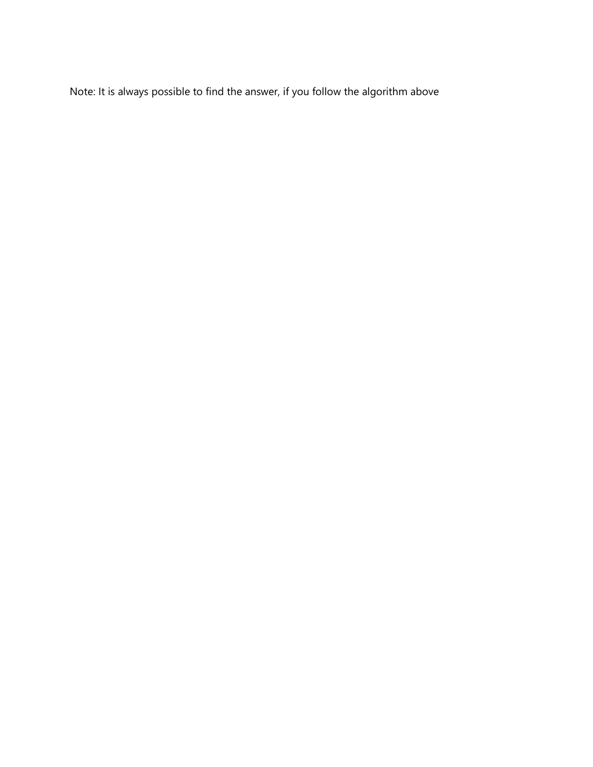Note: It is always possible to find the answer, if you follow the algorithm above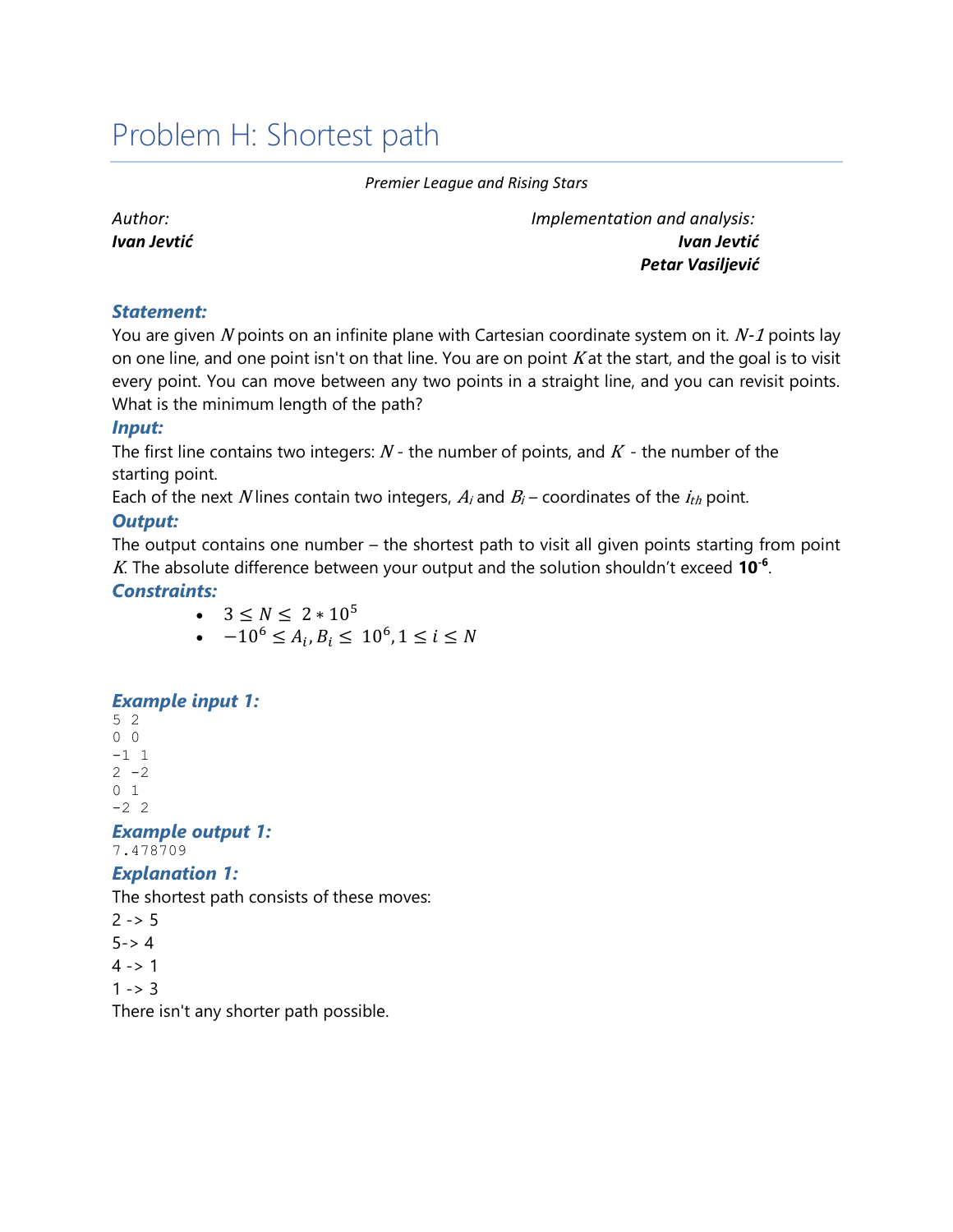# Problem H: Shortest path

*Premier League and Rising Stars*

*Author:*
***Ivan Jevtić***

*Implementation and analysis:*
***Ivan Jevtić***
***Petar Vasiljević***

### Statement:

You are given $N$ points on an infinite plane with Cartesian coordinate system on it. $N-1$ points lay on one line, and one point isn't on that line. You are on point $K$ at the start, and the goal is to visit every point. You can move between any two points in a straight line, and you can revisit points. What is the minimum length of the path?

### Input:

The first line contains two integers: $N$ - the number of points, and $K$ - the number of the starting point.

Each of the next $N$ lines contain two integers, $A_i$ and $B_i$ – coordinates of the $i_{th}$ point.

### Output:

The output contains one number – the shortest path to visit all given points starting from point $K$. The absolute difference between your output and the solution shouldn't exceed $\mathbf{10^{-6}}$.

### Constraints:

- $3 \leq N \leq 2 * 10^5$
- $-10^6 \leq A_i, B_i \leq 10^6, 1 \leq i \leq N$

### Example input 1:

```
5 2
0 0
-1 1
2 -2
0 1
-2 2
```

### Example output 1:

```
7.478709
```

### Explanation 1:

The shortest path consists of these moves:

2 -> 5
5-> 4
4 -> 1
1 -> 3

There isn't any shorter path possible.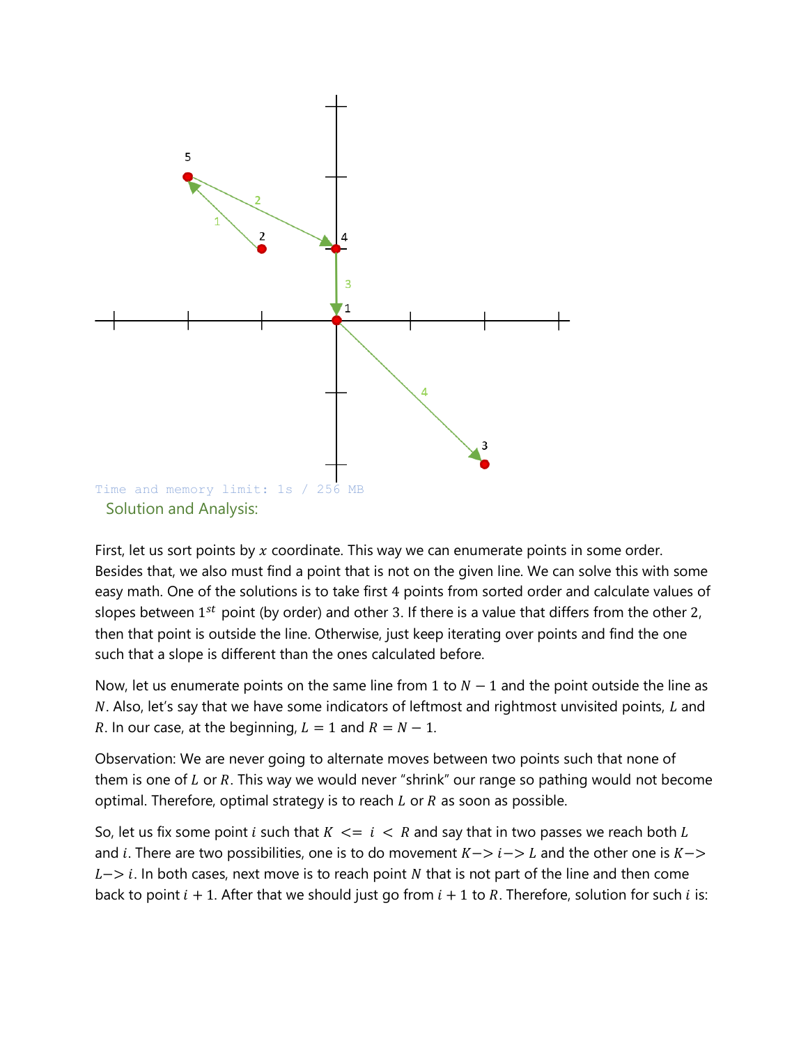Time and memory limit: 1s / 256 MB

Solution and Analysis:

First, let us sort points by $x$ coordinate. This way we can enumerate points in some order. Besides that, we also must find a point that is not on the given line. We can solve this with some easy math. One of the solutions is to take first 4 points from sorted order and calculate values of slopes between $1^{st}$ point (by order) and other 3. If there is a value that differs from the other 2, then that point is outside the line. Otherwise, just keep iterating over points and find the one such that a slope is different than the ones calculated before.

Now, let us enumerate points on the same line from 1 to $N-1$ and the point outside the line as $N$. Also, let's say that we have some indicators of leftmost and rightmost unvisited points, $L$ and $R$. In our case, at the beginning, $L = 1$ and $R = N-1$.

Observation: We are never going to alternate moves between two points such that none of them is one of $L$ or $R$. This way we would never "shrink" our range so pathing would not become optimal. Therefore, optimal strategy is to reach $L$ or $R$ as soon as possible.

So, let us fix some point $i$ such that $K <= i < R$ and say that in two passes we reach both $L$ and $i$. There are two possibilities, one is to do movement $K -> i -> L$ and the other one is $K -> L -> i$. In both cases, next move is to reach point $N$ that is not part of the line and then come back to point $i+1$. After that we should just go from $i+1$ to $R$. Therefore, solution for such $i$ is: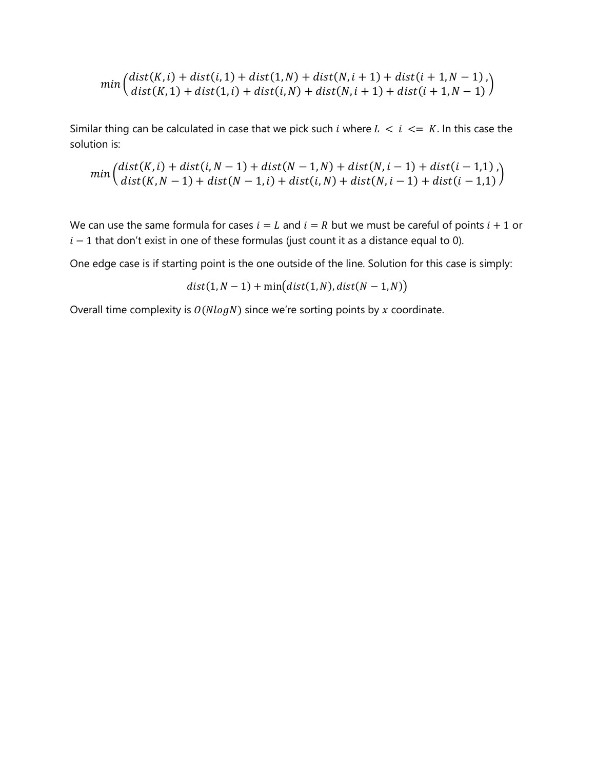$$min\begin{pmatrix} dist(K,i) + dist(i,1) + dist(1,N) + dist(N,i+1) + dist(i+1,N-1)\,, \\ dist(K,1) + dist(1,i) + dist(i,N) + dist(N,i+1) + dist(i+1,N-1) \end{pmatrix}$$

Similar thing can be calculated in case that we pick such $i$ where $L < i <= K$. In this case the solution is:

$$min\begin{pmatrix} dist(K,i) + dist(i,N-1) + dist(N-1,N) + dist(N,i-1) + dist(i-1,1)\,, \\ dist(K,N-1) + dist(N-1,i) + dist(i,N) + dist(N,i-1) + dist(i-1,1) \end{pmatrix}$$

We can use the same formula for cases $i = L$ and $i = R$ but we must be careful of points $i + 1$ or $i - 1$ that don't exist in one of these formulas (just count it as a distance equal to 0).

One edge case is if starting point is the one outside of the line. Solution for this case is simply:

$$dist(1, N-1) + \min(dist(1,N), dist(N-1,N))$$

Overall time complexity is $O(NlogN)$ since we're sorting points by $x$ coordinate.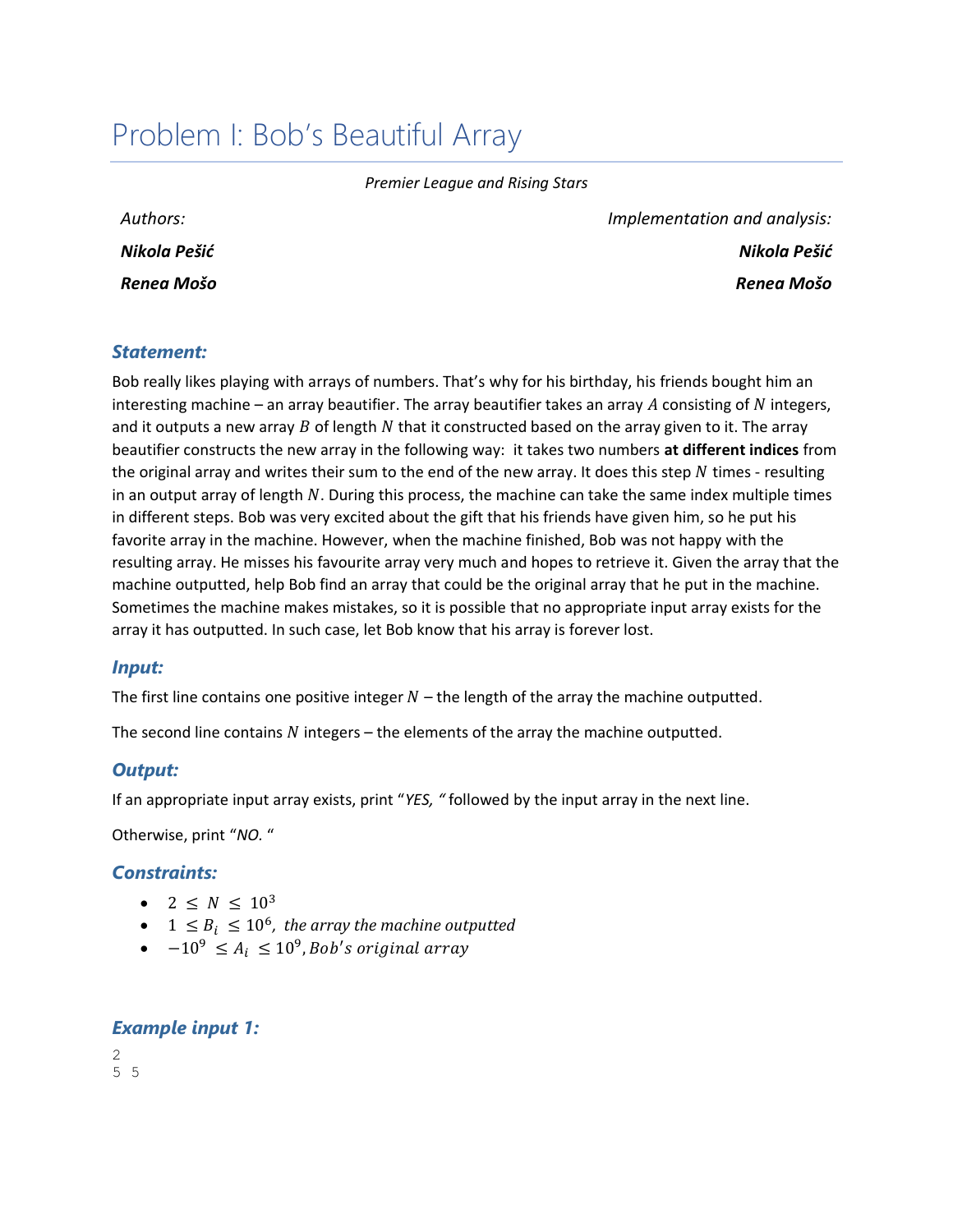# Problem I: Bob's Beautiful Array

*Premier League and Rising Stars*

| *Authors:* | *Implementation and analysis:* |
| --- | --- |
| ***Nikola Pešić*** | ***Nikola Pešić*** |
| ***Renea Mošo*** | ***Renea Mošo*** |

### *Statement:*

Bob really likes playing with arrays of numbers. That's why for his birthday, his friends bought him an interesting machine – an array beautifier. The array beautifier takes an array $A$ consisting of $N$ integers, and it outputs a new array $B$ of length $N$ that it constructed based on the array given to it. The array beautifier constructs the new array in the following way: it takes two numbers **at different indices** from the original array and writes their sum to the end of the new array. It does this step $N$ times - resulting in an output array of length $N$. During this process, the machine can take the same index multiple times in different steps. Bob was very excited about the gift that his friends have given him, so he put his favorite array in the machine. However, when the machine finished, Bob was not happy with the resulting array. He misses his favourite array very much and hopes to retrieve it. Given the array that the machine outputted, help Bob find an array that could be the original array that he put in the machine. Sometimes the machine makes mistakes, so it is possible that no appropriate input array exists for the array it has outputted. In such case, let Bob know that his array is forever lost.

### *Input:*

The first line contains one positive integer $N$ – the length of the array the machine outputted.

The second line contains $N$ integers – the elements of the array the machine outputted.

### *Output:*

If an appropriate input array exists, print "*YES,* " followed by the input array in the next line.

Otherwise, print "*NO.* "

### *Constraints:*

- $2 \leq N \leq 10^3$
- $1 \leq B_i \leq 10^6$, *the array the machine outputted*
- $-10^9 \leq A_i \leq 10^9$, *Bob's original array*

### *Example input 1:*

```
2
5 5
```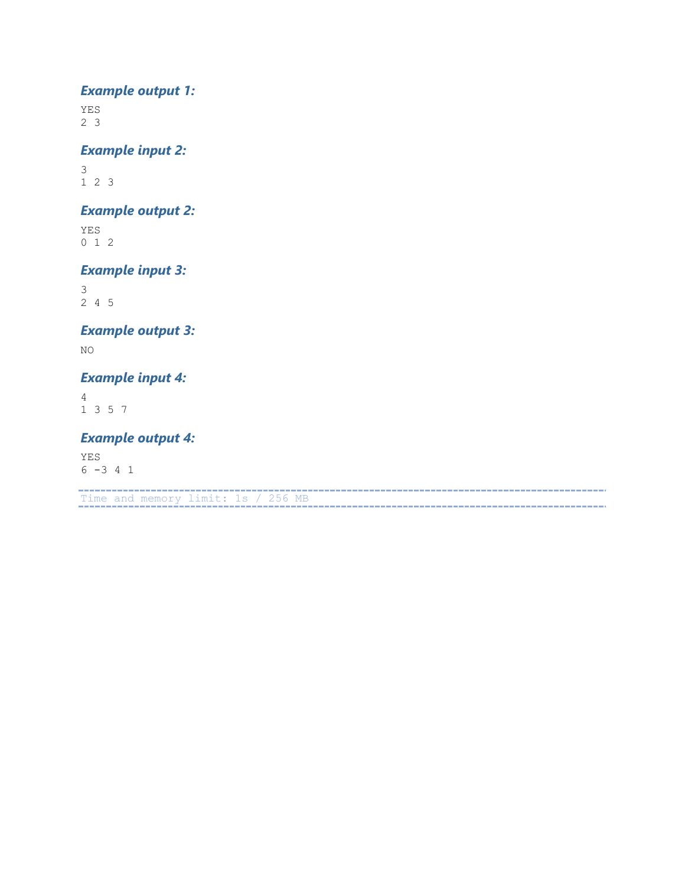### *Example output 1:*

```
YES
2 3
```

### *Example input 2:*

```
3
1 2 3
```

### *Example output 2:*

```
YES
0 1 2
```

### *Example input 3:*

```
3
2 4 5
```

### *Example output 3:*

```
NO
```

### *Example input 4:*

```
4
1 3 5 7
```

### *Example output 4:*

```
YES
6 -3 4 1
```

---

Time and memory limit: 1s / 256 MB

---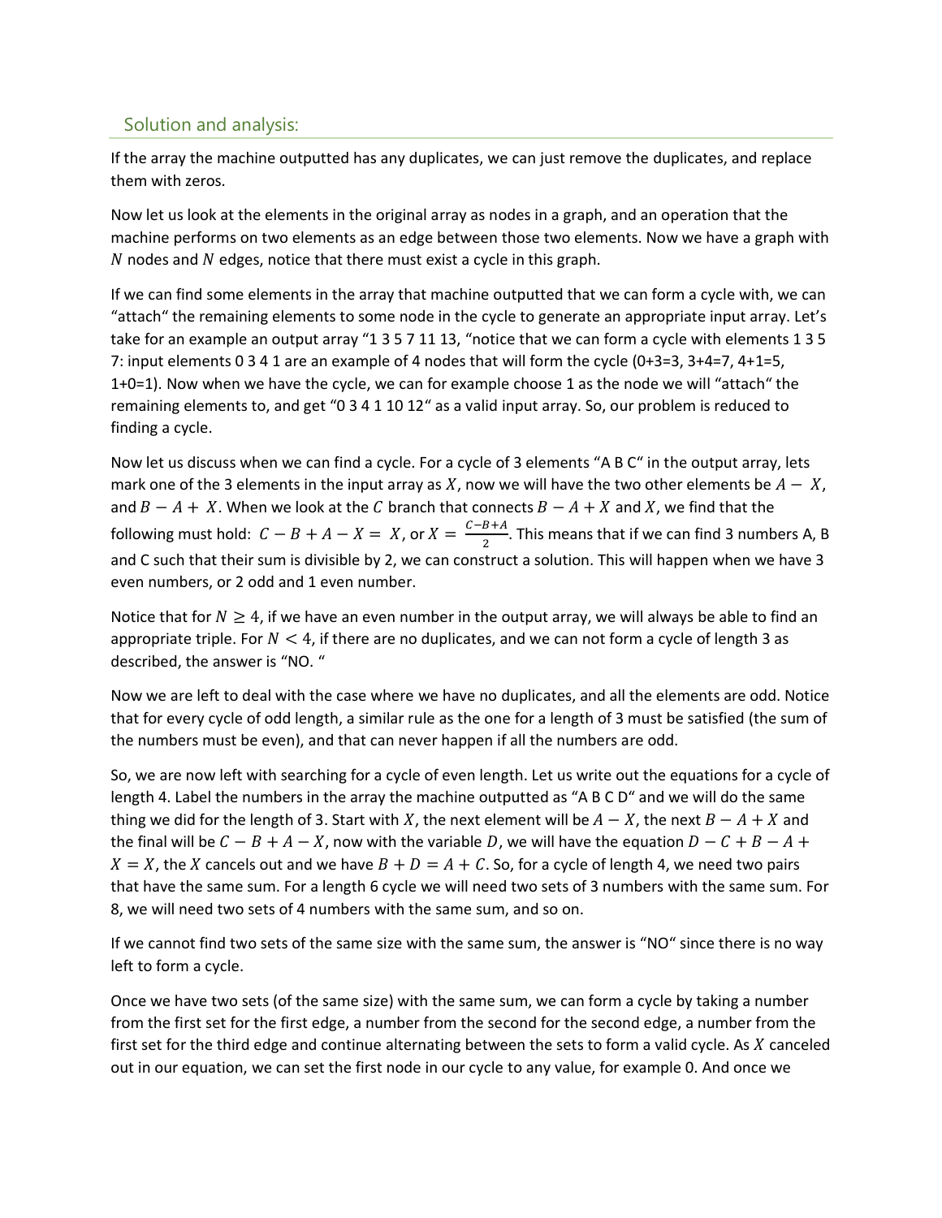## Solution and analysis:

If the array the machine outputted has any duplicates, we can just remove the duplicates, and replace them with zeros.

Now let us look at the elements in the original array as nodes in a graph, and an operation that the machine performs on two elements as an edge between those two elements. Now we have a graph with $N$ nodes and $N$ edges, notice that there must exist a cycle in this graph.

If we can find some elements in the array that machine outputted that we can form a cycle with, we can "attach" the remaining elements to some node in the cycle to generate an appropriate input array. Let's take for an example an output array "1 3 5 7 11 13, "notice that we can form a cycle with elements 1 3 5 7: input elements 0 3 4 1 are an example of 4 nodes that will form the cycle (0+3=3, 3+4=7, 4+1=5, 1+0=1). Now when we have the cycle, we can for example choose 1 as the node we will "attach" the remaining elements to, and get "0 3 4 1 10 12" as a valid input array. So, our problem is reduced to finding a cycle.

Now let us discuss when we can find a cycle. For a cycle of 3 elements "A B C" in the output array, lets mark one of the 3 elements in the input array as $X$, now we will have the two other elements be $A - X$, and $B - A + X$. When we look at the $C$ branch that connects $B - A + X$ and $X$, we find that the following must hold: $C - B + A - X = X$, or $X = \frac{C-B+A}{2}$. This means that if we can find 3 numbers A, B and C such that their sum is divisible by 2, we can construct a solution. This will happen when we have 3 even numbers, or 2 odd and 1 even number.

Notice that for $N \geq 4$, if we have an even number in the output array, we will always be able to find an appropriate triple. For $N < 4$, if there are no duplicates, and we can not form a cycle of length 3 as described, the answer is "NO. "

Now we are left to deal with the case where we have no duplicates, and all the elements are odd. Notice that for every cycle of odd length, a similar rule as the one for a length of 3 must be satisfied (the sum of the numbers must be even), and that can never happen if all the numbers are odd.

So, we are now left with searching for a cycle of even length. Let us write out the equations for a cycle of length 4. Label the numbers in the array the machine outputted as "A B C D" and we will do the same thing we did for the length of 3. Start with $X$, the next element will be $A - X$, the next $B - A + X$ and the final will be $C - B + A - X$, now with the variable $D$, we will have the equation $D - C + B - A + X = X$, the $X$ cancels out and we have $B + D = A + C$. So, for a cycle of length 4, we need two pairs that have the same sum. For a length 6 cycle we will need two sets of 3 numbers with the same sum. For 8, we will need two sets of 4 numbers with the same sum, and so on.

If we cannot find two sets of the same size with the same sum, the answer is "NO" since there is no way left to form a cycle.

Once we have two sets (of the same size) with the same sum, we can form a cycle by taking a number from the first set for the first edge, a number from the second for the second edge, a number from the first set for the third edge and continue alternating between the sets to form a valid cycle. As $X$ canceled out in our equation, we can set the first node in our cycle to any value, for example 0. And once we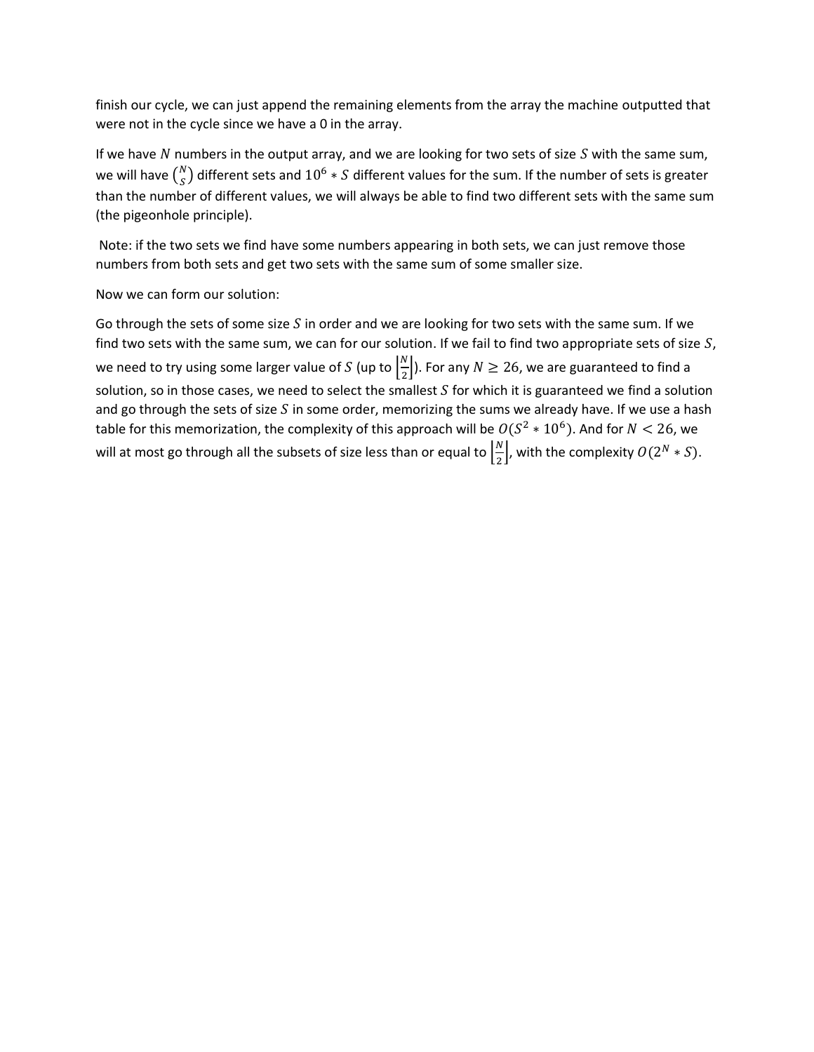finish our cycle, we can just append the remaining elements from the array the machine outputted that were not in the cycle since we have a 0 in the array.

If we have $N$ numbers in the output array, and we are looking for two sets of size $S$ with the same sum, we will have $\binom{N}{S}$ different sets and $10^6 * S$ different values for the sum. If the number of sets is greater than the number of different values, we will always be able to find two different sets with the same sum (the pigeonhole principle).

Note: if the two sets we find have some numbers appearing in both sets, we can just remove those numbers from both sets and get two sets with the same sum of some smaller size.

Now we can form our solution:

Go through the sets of some size $S$ in order and we are looking for two sets with the same sum. If we find two sets with the same sum, we can for our solution. If we fail to find two appropriate sets of size $S$, we need to try using some larger value of $S$ (up to $\left\lfloor\frac{N}{2}\right\rfloor$). For any $N \geq 26$, we are guaranteed to find a solution, so in those cases, we need to select the smallest $S$ for which it is guaranteed we find a solution and go through the sets of size $S$ in some order, memorizing the sums we already have. If we use a hash table for this memorization, the complexity of this approach will be $O(S^2 * 10^6)$. And for $N < 26$, we will at most go through all the subsets of size less than or equal to $\left\lfloor\frac{N}{2}\right\rfloor$, with the complexity $O(2^N * S)$.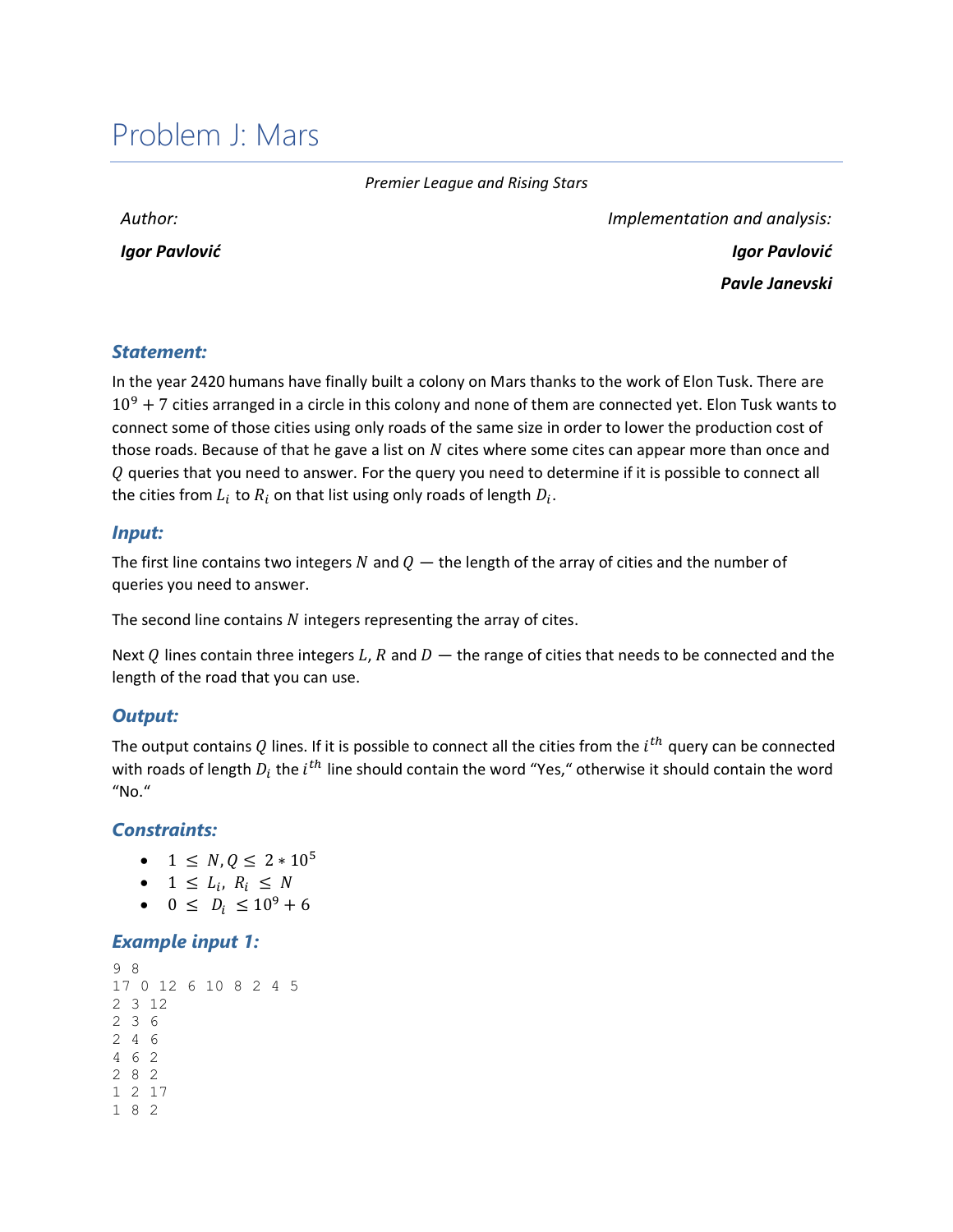# Problem J: Mars

*Premier League and Rising Stars*

*Author:*

***Igor Pavlović***

*Implementation and analysis:*

***Igor Pavlović***

***Pavle Janevski***

### *Statement:*

In the year 2420 humans have finally built a colony on Mars thanks to the work of Elon Tusk. There are $10^9 + 7$ cities arranged in a circle in this colony and none of them are connected yet. Elon Tusk wants to connect some of those cities using only roads of the same size in order to lower the production cost of those roads. Because of that he gave a list on $N$ cites where some cites can appear more than once and $Q$ queries that you need to answer. For the query you need to determine if it is possible to connect all the cities from $L_i$ to $R_i$ on that list using only roads of length $D_i$.

### *Input:*

The first line contains two integers $N$ and $Q$ — the length of the array of cities and the number of queries you need to answer.

The second line contains $N$ integers representing the array of cites.

Next $Q$ lines contain three integers $L$, $R$ and $D$ — the range of cities that needs to be connected and the length of the road that you can use.

### *Output:*

The output contains $Q$ lines. If it is possible to connect all the cities from the $i^{th}$ query can be connected with roads of length $D_i$ the $i^{th}$ line should contain the word "Yes," otherwise it should contain the word "No."

### *Constraints:*

- $1 \leq N, Q \leq 2 * 10^5$
- $1 \leq L_i, R_i \leq N$
- $0 \leq D_i \leq 10^9 + 6$

### *Example input 1:*

```
9 8
17 0 12 6 10 8 2 4 5
2 3 12
2 3 6
2 4 6
4 6 2
2 8 2
1 2 17
1 8 2
```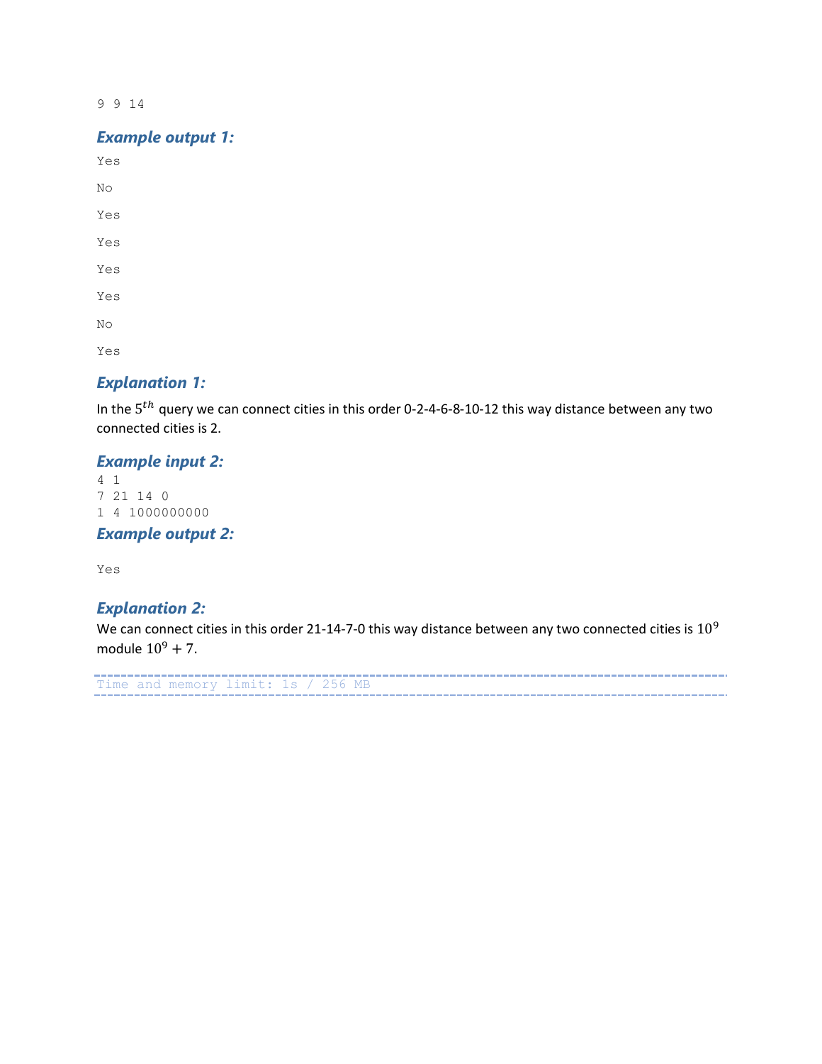```
9 9 14
```

### *Example output 1:*

```
Yes
No
Yes
Yes
Yes
Yes
No
Yes
```

### *Explanation 1:*

In the $5^{th}$ query we can connect cities in this order 0-2-4-6-8-10-12 this way distance between any two connected cities is 2.

### *Example input 2:*

```
4 1
7 21 14 0
1 4 1000000000
```

### *Example output 2:*

```
Yes
```

### *Explanation 2:*

We can connect cities in this order 21-14-7-0 this way distance between any two connected cities is $10^9$ module $10^9 + 7$.

```
Time and memory limit: 1s / 256 MB
```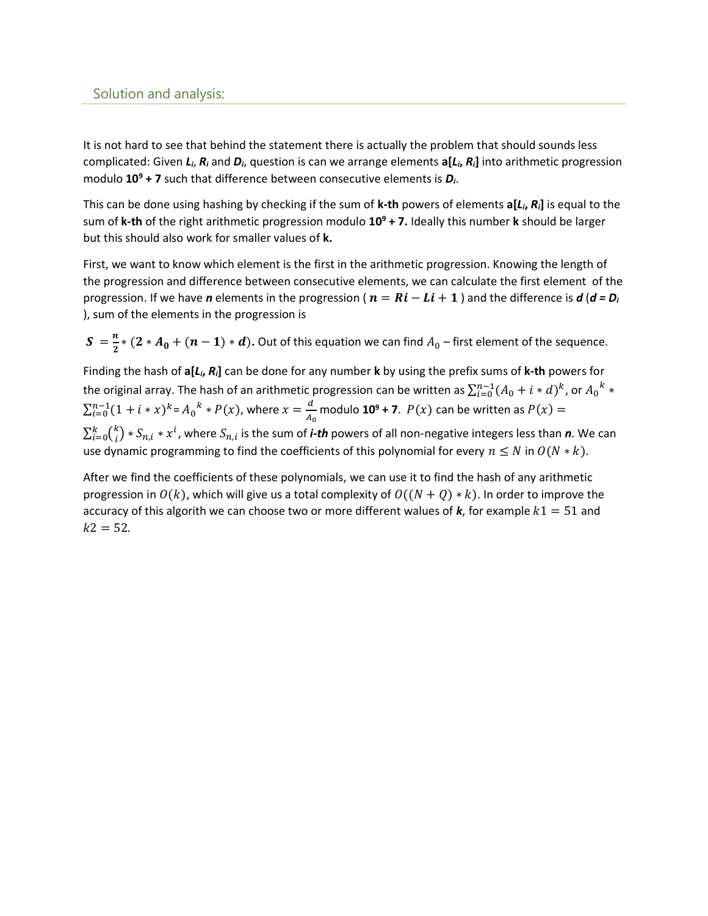## Solution and analysis:

It is not hard to see that behind the statement there is actually the problem that should sounds less complicated: Given $L_i$, $R_i$ and $D_i$, question is can we arrange elements **a[$L_i$, $R_i$]** into arithmetic progression modulo **$10^9$ + 7** such that difference between consecutive elements is $D_i$.

This can be done using hashing by checking if the sum of **k-th** powers of elements **a[$L_i$, $R_i$]** is equal to the sum of **k-th** of the right arithmetic progression modulo **$10^9$ + 7.** Ideally this number **k** should be larger but this should also work for smaller values of **k.**

First, we want to know which element is the first in the arithmetic progression. Knowing the length of the progression and difference between consecutive elements, we can calculate the first element of the progression. If we have ***n*** elements in the progression ( $\boldsymbol{n = Ri - Li + 1}$ ) and the difference is ***d*** (***d = $D_i$*** ), sum of the elements in the progression is

$\boldsymbol{S = \frac{n}{2} * (2 * A_0 + (n-1) * d).}$ Out of this equation we can find $A_0$ – first element of the sequence.

Finding the hash of **a[$L_i$, $R_i$]** can be done for any number **k** by using the prefix sums of **k-th** powers for the original array. The hash of an arithmetic progression can be written as $\sum_{i=0}^{n-1}(A_0 + i * d)^k$, or ${A_0}^k * \sum_{i=0}^{n-1}(1 + i * x)^k = {A_0}^k * P(x)$, where $x = \frac{d}{A_0}$ modulo **$10^9$ + 7**. $P(x)$ can be written as $P(x) = \sum_{i=0}^{k}\binom{k}{i} * S_{n,i} * x^i$, where $S_{n,i}$ is the sum of ***i-th*** powers of all non-negative integers less than ***n***. We can use dynamic programming to find the coefficients of this polynomial for every $n \leq N$ in $O(N * k)$.

After we find the coefficients of these polynomials, we can use it to find the hash of any arithmetic progression in $O(k)$, which will give us a total complexity of $O((N + Q) * k)$. In order to improve the accuracy of this algorith we can choose two or more different walues of ***k***, for example $k1 = 51$ and $k2 = 52$.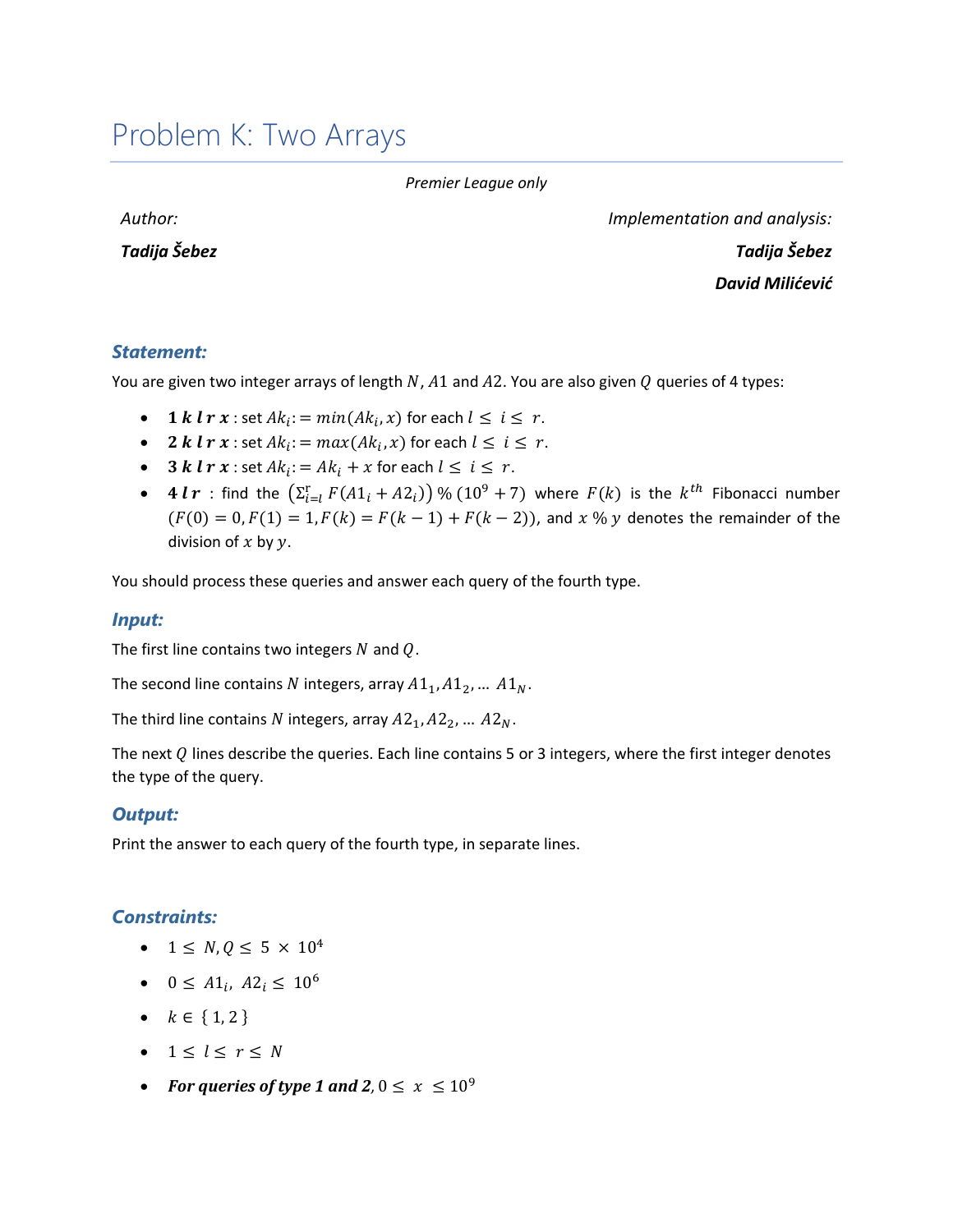# Problem K: Two Arrays

*Premier League only*

**Author:**

***Tadija Šebez***

**Implementation and analysis:**

***Tadija Šebez***

***David Milićević***

### Statement:

You are given two integer arrays of length $N$, $A1$ and $A2$. You are also given $Q$ queries of 4 types:

- $\boldsymbol{1\ k\ l\ r\ x}$ : set $Ak_i := min(Ak_i, x)$ for each $l \le i \le r$.
- $\boldsymbol{2\ k\ l\ r\ x}$ : set $Ak_i := max(Ak_i, x)$ for each $l \le i \le r$.
- $\boldsymbol{3\ k\ l\ r\ x}$ : set $Ak_i := Ak_i + x$ for each $l \le i \le r$.
- $\boldsymbol{4\ l\ r}$ : find the $\left(\sum_{i=l}^{r} F(A1_i + A2_i)\right) \% \left(10^9 + 7\right)$ where $F(k)$ is the $k^{th}$ Fibonacci number ($F(0) = 0, F(1) = 1, F(k) = F(k-1) + F(k-2)$), and $x \% y$ denotes the remainder of the division of $x$ by $y$.

You should process these queries and answer each query of the fourth type.

### Input:

The first line contains two integers $N$ and $Q$.

The second line contains $N$ integers, array $A1_1, A1_2, \ldots\ A1_N$.

The third line contains $N$ integers, array $A2_1, A2_2, \ldots\ A2_N$.

The next $Q$ lines describe the queries. Each line contains 5 or 3 integers, where the first integer denotes the type of the query.

### Output:

Print the answer to each query of the fourth type, in separate lines.

### Constraints:

- $1 \le N, Q \le 5 \times 10^4$
- $0 \le A1_i,\ A2_i \le 10^6$
- $k \in \{1, 2\}$
- $1 \le l \le r \le N$
- ***For queries of type 1 and 2***, $0 \le x \le 10^9$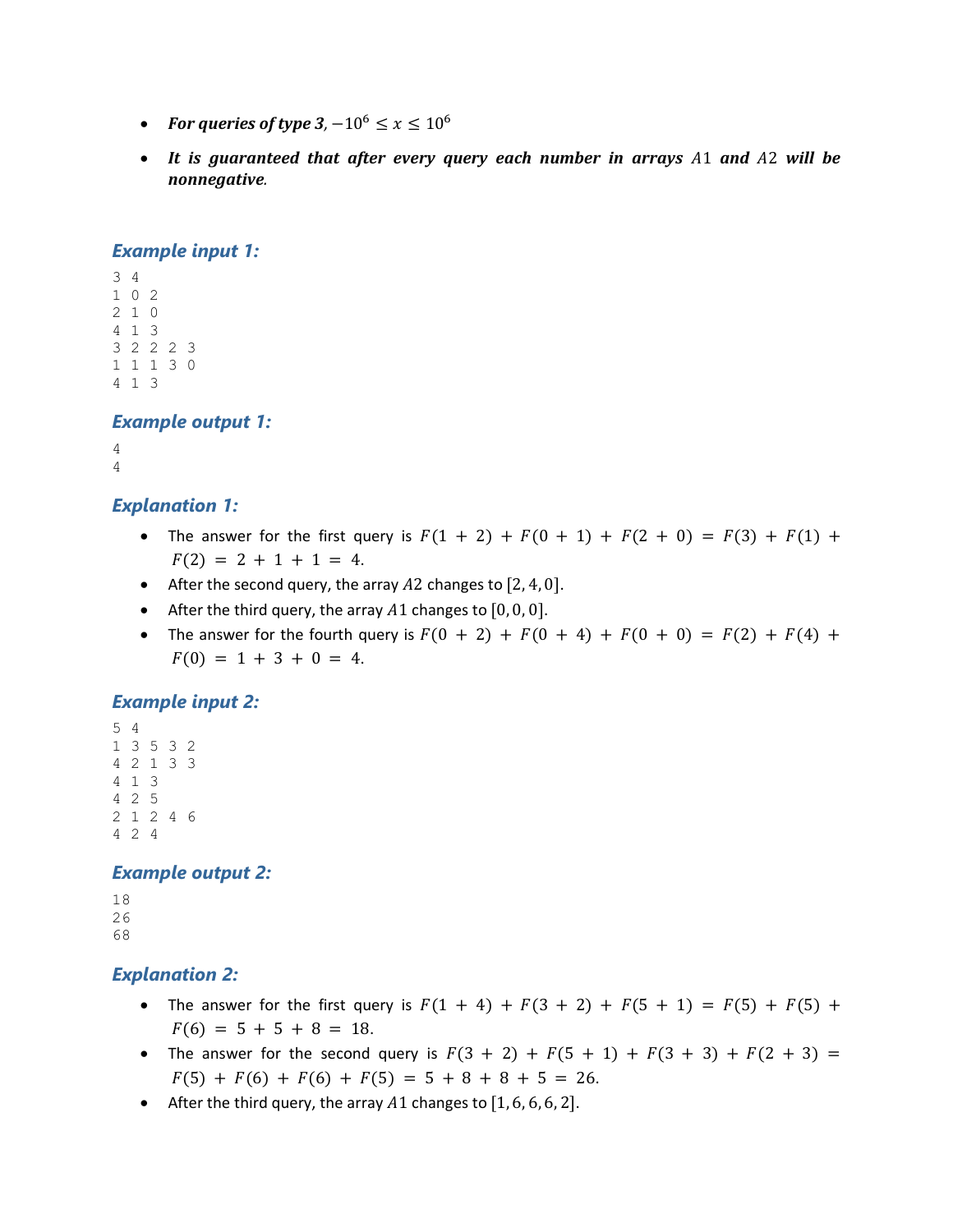- ***For queries of type 3***, $-10^6 \leq x \leq 10^6$
- ***It is guaranteed that after every query each number in arrays $A1$ and $A2$ will be nonnegative.***

### Example input 1:

```
3 4
1 0 2
2 1 0
4 1 3
3 2 2 2 3
1 1 1 3 0
4 1 3
```

### Example output 1:

```
4
4
```

### Explanation 1:

- The answer for the first query is $F(1 + 2) + F(0 + 1) + F(2 + 0) = F(3) + F(1) + F(2) = 2 + 1 + 1 = 4$.
- After the second query, the array $A2$ changes to $[2, 4, 0]$.
- After the third query, the array $A1$ changes to $[0, 0, 0]$.
- The answer for the fourth query is $F(0 + 2) + F(0 + 4) + F(0 + 0) = F(2) + F(4) + F(0) = 1 + 3 + 0 = 4$.

### Example input 2:

```
5 4
1 3 5 3 2
4 2 1 3 3
4 1 3
4 2 5
2 1 2 4 6
4 2 4
```

### Example output 2:

```
18
26
68
```

### Explanation 2:

- The answer for the first query is $F(1 + 4) + F(3 + 2) + F(5 + 1) = F(5) + F(5) + F(6) = 5 + 5 + 8 = 18$.
- The answer for the second query is $F(3 + 2) + F(5 + 1) + F(3 + 3) + F(2 + 3) = F(5) + F(6) + F(6) + F(5) = 5 + 8 + 8 + 5 = 26$.
- After the third query, the array $A1$ changes to $[1, 6, 6, 6, 2]$.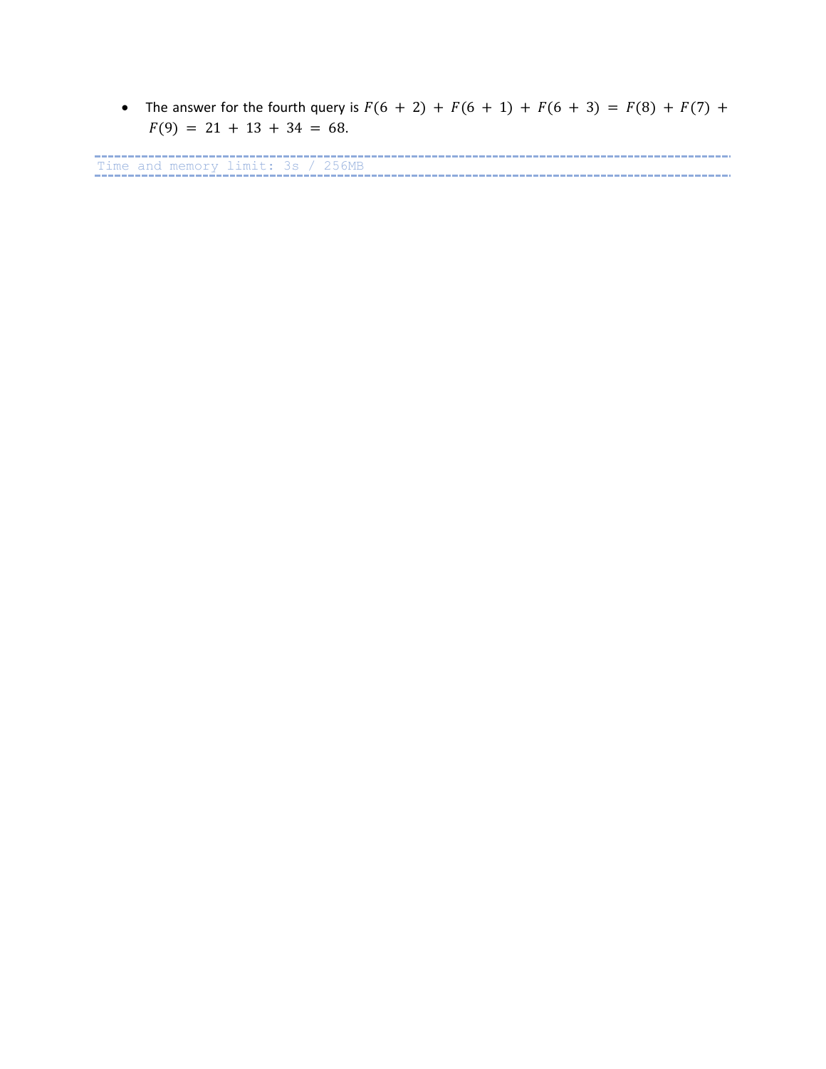- The answer for the fourth query is $F(6 + 2) + F(6 + 1) + F(6 + 3) = F(8) + F(7) + F(9) = 21 + 13 + 34 = 68$.

```
Time and memory limit: 3s / 256MB
```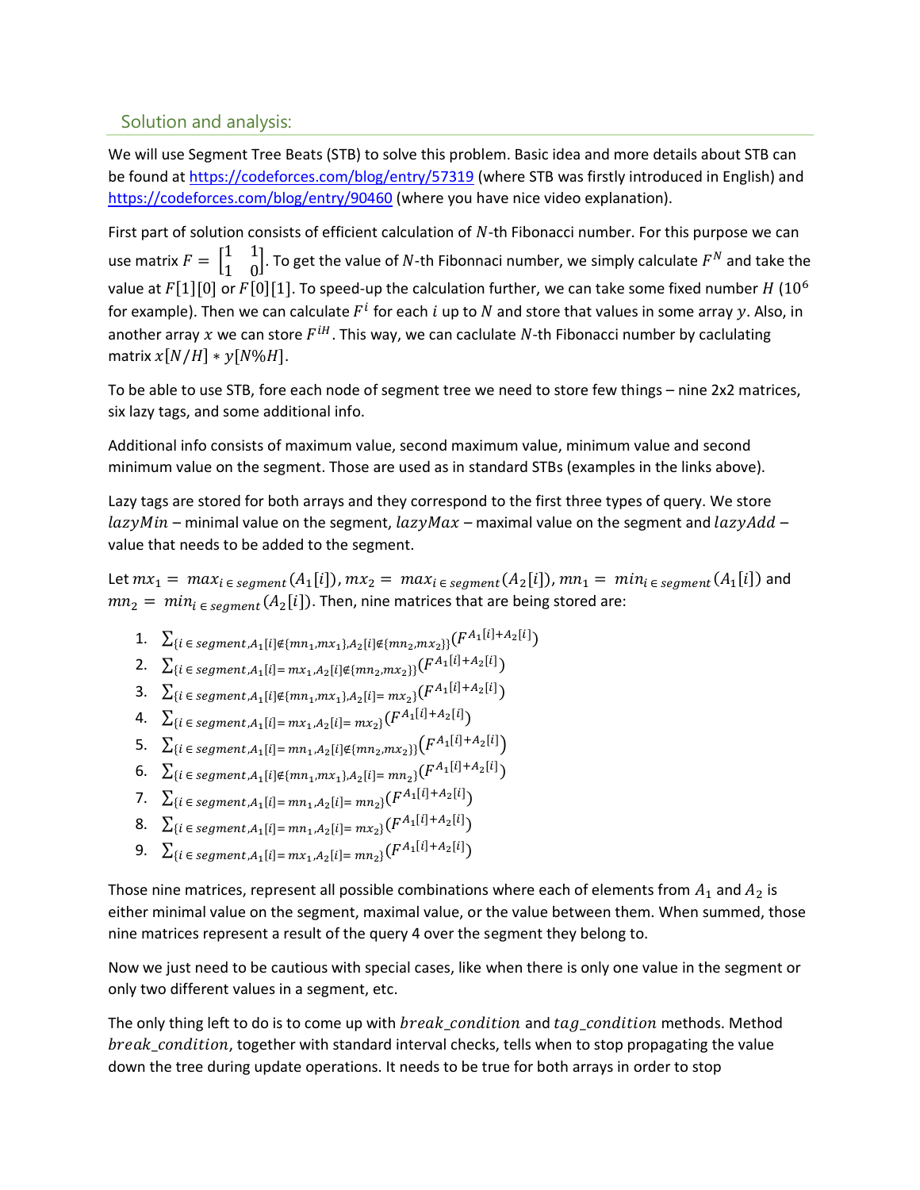## Solution and analysis:

We will use Segment Tree Beats (STB) to solve this problem. Basic idea and more details about STB can be found at https://codeforces.com/blog/entry/57319 (where STB was firstly introduced in English) and https://codeforces.com/blog/entry/90460 (where you have nice video explanation).

First part of solution consists of efficient calculation of $N$-th Fibonacci number. For this purpose we can use matrix $F = \begin{bmatrix} 1 & 1 \\ 1 & 0 \end{bmatrix}$. To get the value of $N$-th Fibonnaci number, we simply calculate $F^N$ and take the value at $F[1][0]$ or $F[0][1]$. To speed-up the calculation further, we can take some fixed number $H$ ($10^6$ for example). Then we can calculate $F^i$ for each $i$ up to $N$ and store that values in some array $y$. Also, in another array $x$ we can store $F^{iH}$. This way, we can caclulate $N$-th Fibonacci number by caclulating matrix $x[N/H] * y[N\%H]$.

To be able to use STB, fore each node of segment tree we need to store few things – nine 2x2 matrices, six lazy tags, and some additional info.

Additional info consists of maximum value, second maximum value, minimum value and second minimum value on the segment. Those are used as in standard STBs (examples in the links above).

Lazy tags are stored for both arrays and they correspond to the first three types of query. We store $lazyMin$ – minimal value on the segment, $lazyMax$ – maximal value on the segment and $lazyAdd$ – value that needs to be added to the segment.

Let $mx_1 = max_{i \in segment}(A_1[i]), mx_2 = max_{i \in segment}(A_2[i]), mn_1 = min_{i \in segment}(A_1[i])$ and $mn_2 = min_{i \in segment}(A_2[i])$. Then, nine matrices that are being stored are:

1. $\sum_{\{i \in segment, A_1[i] \notin \{mn_1, mx_1\}, A_2[i] \notin \{mn_2, mx_2\}\}} (F^{A_1[i]+A_2[i]})$
2. $\sum_{\{i \in segment, A_1[i] = mx_1, A_2[i] \notin \{mn_2, mx_2\}\}} (F^{A_1[i]+A_2[i]})$
3. $\sum_{\{i \in segment, A_1[i] \notin \{mn_1, mx_1\}, A_2[i] = mx_2\}} (F^{A_1[i]+A_2[i]})$
4. $\sum_{\{i \in segment, A_1[i] = mx_1, A_2[i] = mx_2\}} (F^{A_1[i]+A_2[i]})$
5. $\sum_{\{i \in segment, A_1[i] = mn_1, A_2[i] \notin \{mn_2, mx_2\}\}} (F^{A_1[i]+A_2[i]})$
6. $\sum_{\{i \in segment, A_1[i] \notin \{mn_1, mx_1\}, A_2[i] = mn_2\}} (F^{A_1[i]+A_2[i]})$
7. $\sum_{\{i \in segment, A_1[i] = mn_1, A_2[i] = mn_2\}} (F^{A_1[i]+A_2[i]})$
8. $\sum_{\{i \in segment, A_1[i] = mn_1, A_2[i] = mx_2\}} (F^{A_1[i]+A_2[i]})$
9. $\sum_{\{i \in segment, A_1[i] = mx_1, A_2[i] = mn_2\}} (F^{A_1[i]+A_2[i]})$

Those nine matrices, represent all possible combinations where each of elements from $A_1$ and $A_2$ is either minimal value on the segment, maximal value, or the value between them. When summed, those nine matrices represent a result of the query 4 over the segment they belong to.

Now we just need to be cautious with special cases, like when there is only one value in the segment or only two different values in a segment, etc.

The only thing left to do is to come up with $break\_condition$ and $tag\_condition$ methods. Method $break\_condition$, together with standard interval checks, tells when to stop propagating the value down the tree during update operations. It needs to be true for both arrays in order to stop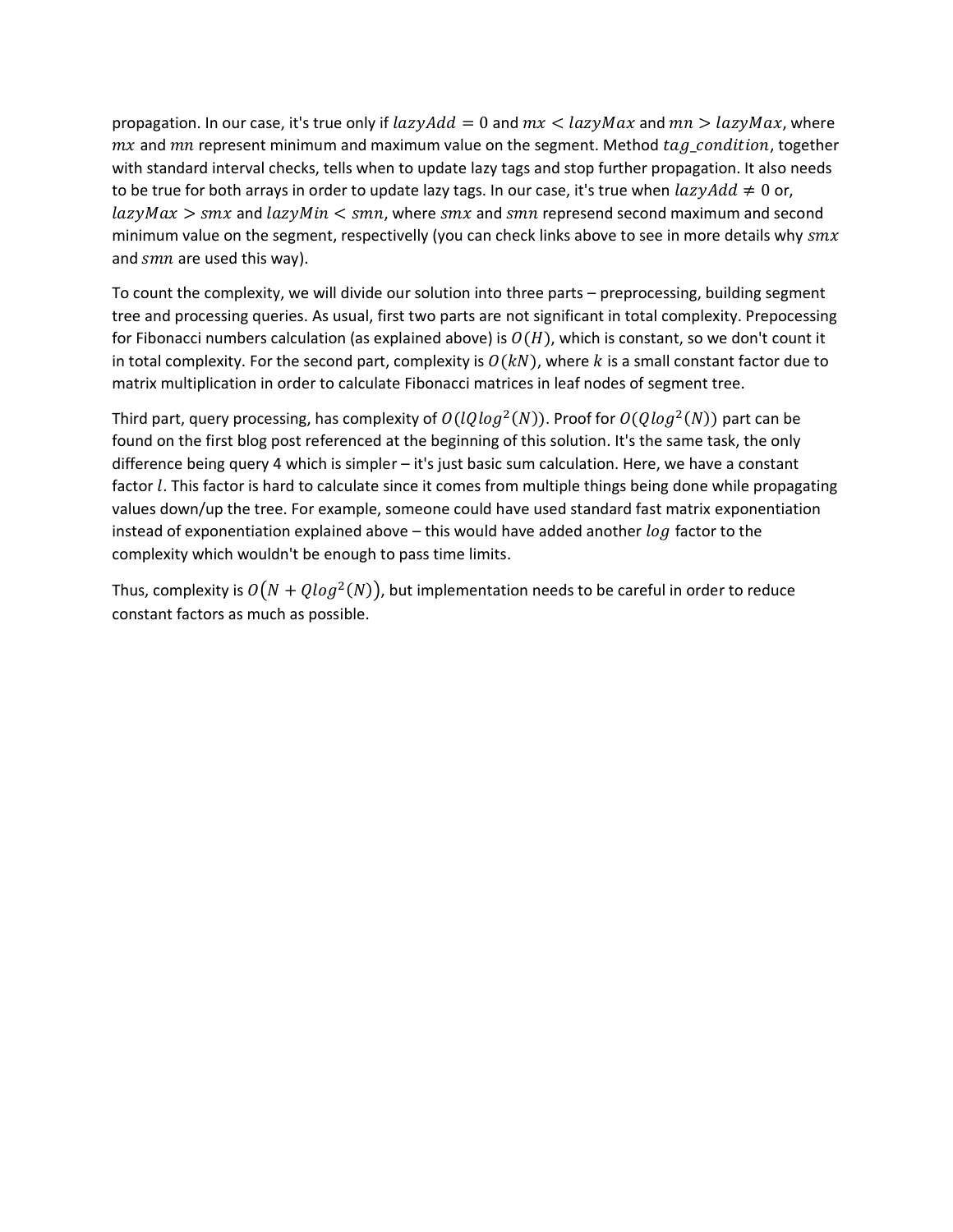propagation. In our case, it's true only if $lazyAdd = 0$ and $mx < lazyMax$ and $mn > lazyMax$, where $mx$ and $mn$ represent minimum and maximum value on the segment. Method $tag\_condition$, together with standard interval checks, tells when to update lazy tags and stop further propagation. It also needs to be true for both arrays in order to update lazy tags. In our case, it's true when $lazyAdd \neq 0$ or, $lazyMax > smx$ and $lazyMin < smn$, where $smx$ and $smn$ represend second maximum and second minimum value on the segment, respectivelly (you can check links above to see in more details why $smx$ and $smn$ are used this way).

To count the complexity, we will divide our solution into three parts – preprocessing, building segment tree and processing queries. As usual, first two parts are not significant in total complexity. Prepocessing for Fibonacci numbers calculation (as explained above) is $O(H)$, which is constant, so we don't count it in total complexity. For the second part, complexity is $O(kN)$, where $k$ is a small constant factor due to matrix multiplication in order to calculate Fibonacci matrices in leaf nodes of segment tree.

Third part, query processing, has complexity of $O(lQlog^2(N))$. Proof for $O(Qlog^2(N))$ part can be found on the first blog post referenced at the beginning of this solution. It's the same task, the only difference being query 4 which is simpler – it's just basic sum calculation. Here, we have a constant factor $l$. This factor is hard to calculate since it comes from multiple things being done while propagating values down/up the tree. For example, someone could have used standard fast matrix exponentiation instead of exponentiation explained above – this would have added another $log$ factor to the complexity which wouldn't be enough to pass time limits.

Thus, complexity is $O\left(N + Qlog^2(N)\right)$, but implementation needs to be careful in order to reduce constant factors as much as possible.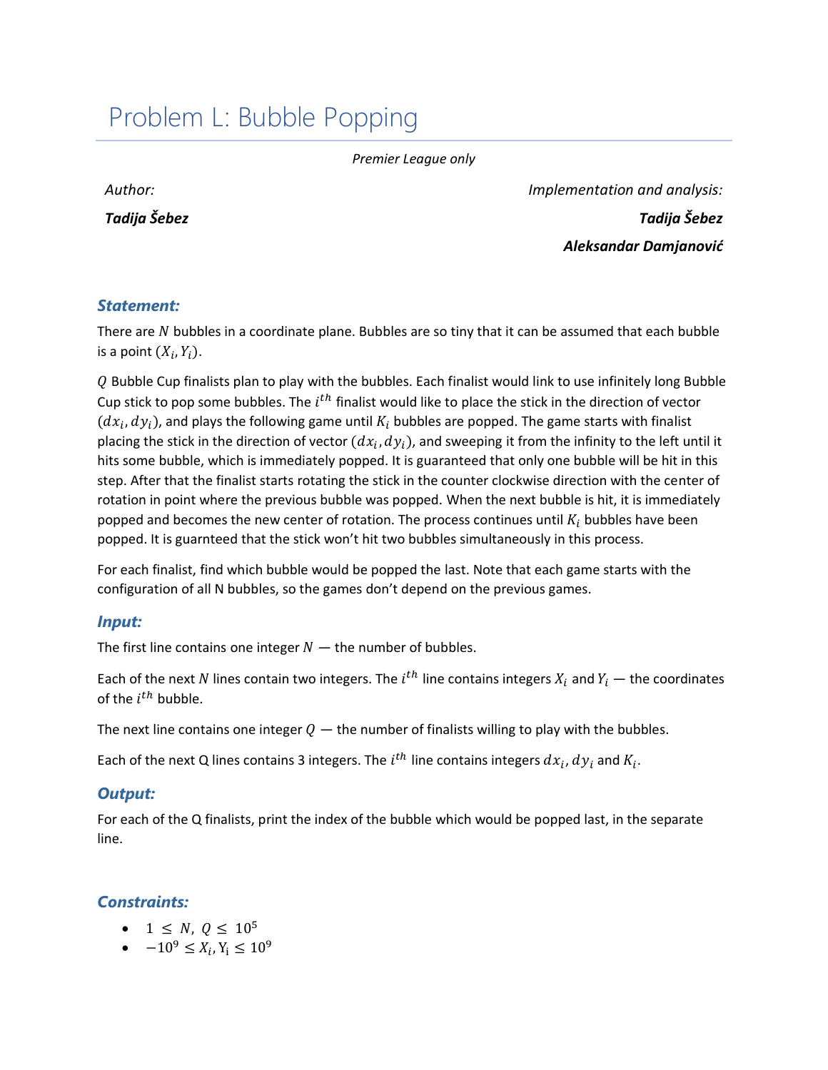# Problem L: Bubble Popping

*Premier League only*

*Author:*

***Tadija Šebez***

*Implementation and analysis:*

***Tadija Šebez***

***Aleksandar Damjanović***

### *Statement:*

There are $N$ bubbles in a coordinate plane. Bubbles are so tiny that it can be assumed that each bubble is a point $(X_i, Y_i)$.

$Q$ Bubble Cup finalists plan to play with the bubbles. Each finalist would link to use infinitely long Bubble Cup stick to pop some bubbles. The $i^{th}$ finalist would like to place the stick in the direction of vector $(dx_i, dy_i)$, and plays the following game until $K_i$ bubbles are popped. The game starts with finalist placing the stick in the direction of vector $(dx_i, dy_i)$, and sweeping it from the infinity to the left until it hits some bubble, which is immediately popped. It is guaranteed that only one bubble will be hit in this step. After that the finalist starts rotating the stick in the counter clockwise direction with the center of rotation in point where the previous bubble was popped. When the next bubble is hit, it is immediately popped and becomes the new center of rotation. The process continues until $K_i$ bubbles have been popped. It is guarnteed that the stick won't hit two bubbles simultaneously in this process.

For each finalist, find which bubble would be popped the last. Note that each game starts with the configuration of all N bubbles, so the games don't depend on the previous games.

### *Input:*

The first line contains one integer $N$ — the number of bubbles.

Each of the next $N$ lines contain two integers. The $i^{th}$ line contains integers $X_i$ and $Y_i$ — the coordinates of the $i^{th}$ bubble.

The next line contains one integer $Q$ — the number of finalists willing to play with the bubbles.

Each of the next Q lines contains 3 integers. The $i^{th}$ line contains integers $dx_i$, $dy_i$ and $K_i$.

### *Output:*

For each of the Q finalists, print the index of the bubble which would be popped last, in the separate line.

### *Constraints:*

- $1 \leq N, Q \leq 10^5$
- $-10^9 \leq X_i, Y_i \leq 10^9$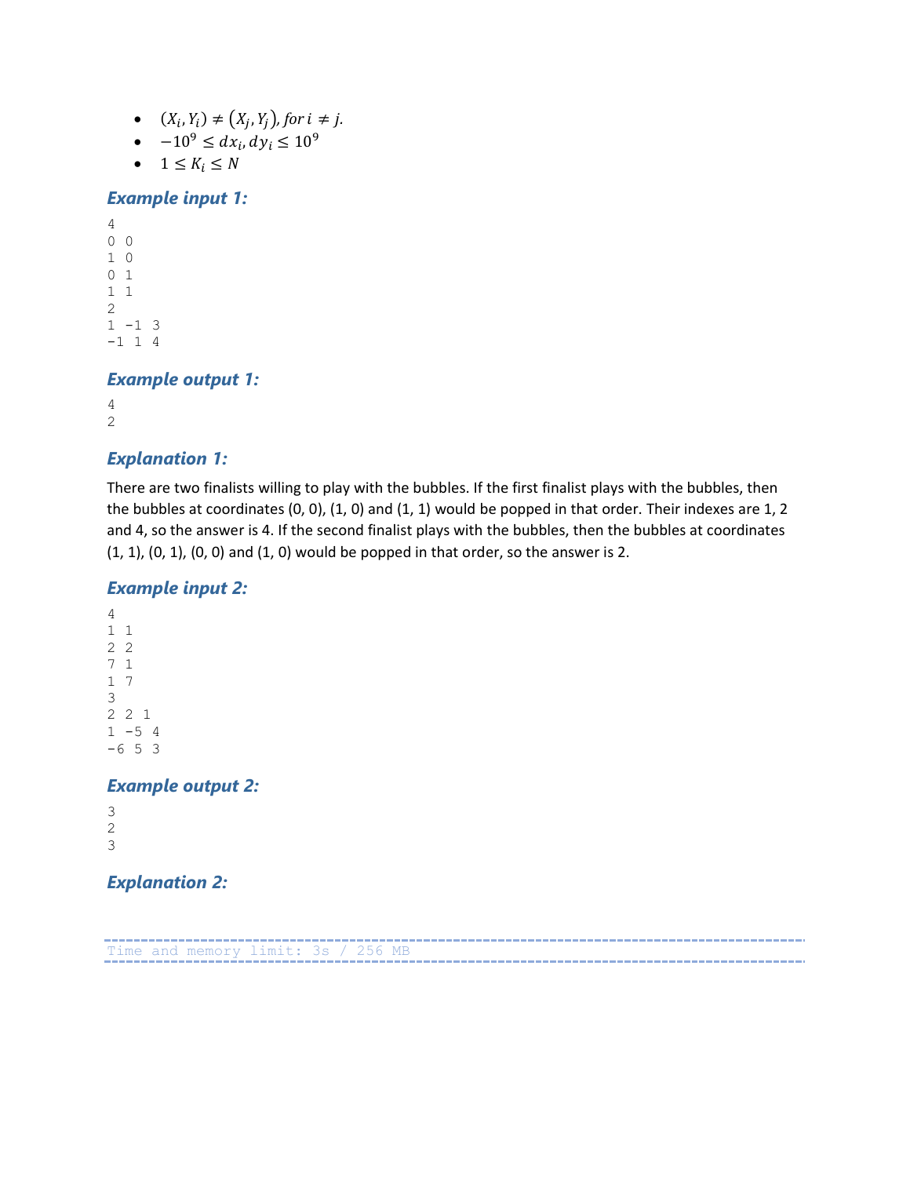- $(X_i, Y_i) \neq (X_j, Y_j)$, *for* $i \neq j$.
- $-10^9 \leq dx_i, dy_i \leq 10^9$
- $1 \leq K_i \leq N$

### *Example input 1:*

```
4
0 0
1 0
0 1
1 1
2
1 -1 3
-1 1 4
```

### *Example output 1:*

```
4
2
```

### *Explanation 1:*

There are two finalists willing to play with the bubbles. If the first finalist plays with the bubbles, then the bubbles at coordinates (0, 0), (1, 0) and (1, 1) would be popped in that order. Their indexes are 1, 2 and 4, so the answer is 4. If the second finalist plays with the bubbles, then the bubbles at coordinates (1, 1), (0, 1), (0, 0) and (1, 0) would be popped in that order, so the answer is 2.

### *Example input 2:*

```
4
1 1
2 2
7 1
1 7
3
2 2 1
1 -5 4
-6 5 3
```

### *Example output 2:*

```
3
2
3
```

### *Explanation 2:*

```
Time and memory limit: 3s / 256 MB
```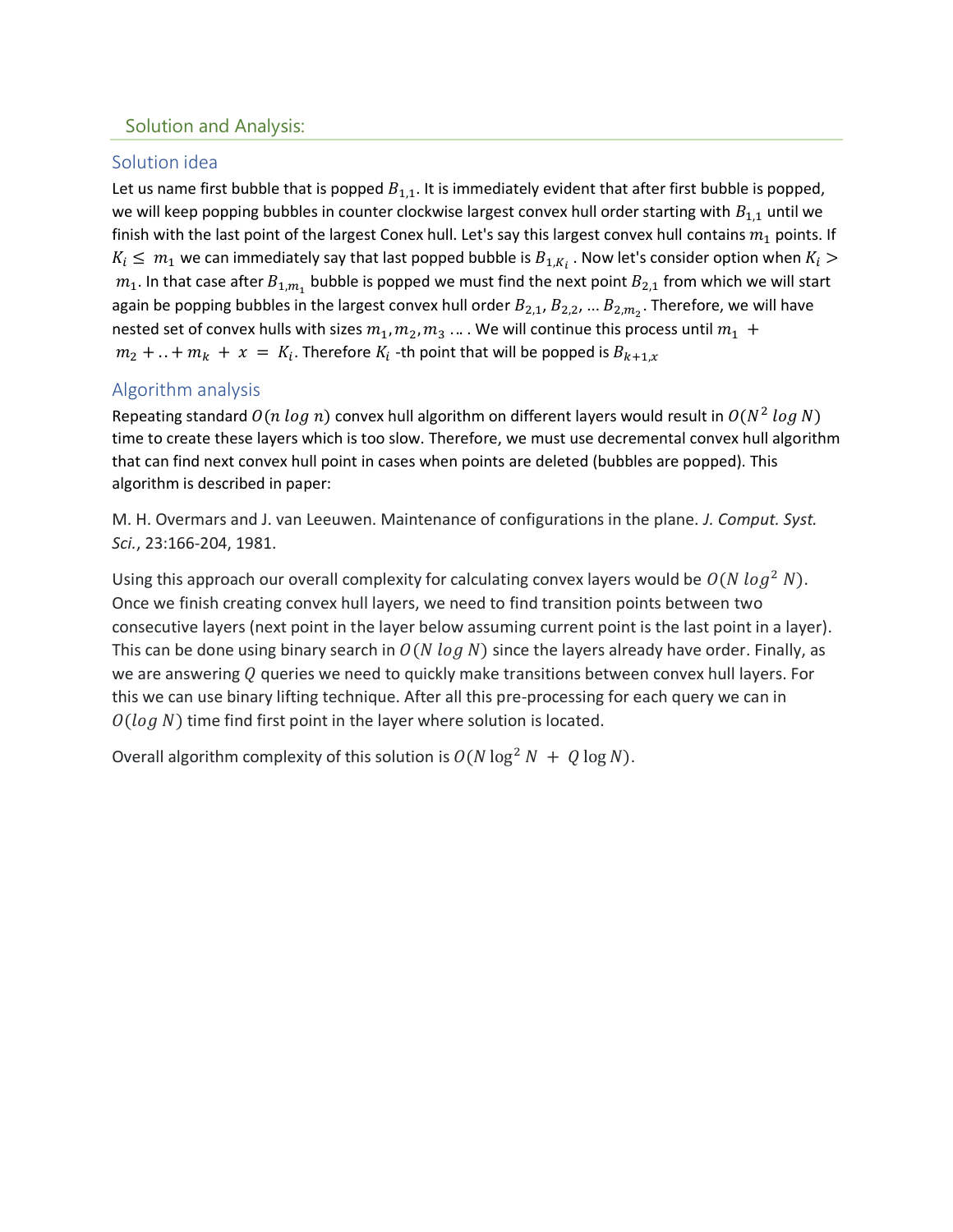## Solution and Analysis:

### Solution idea

Let us name first bubble that is popped $B_{1,1}$. It is immediately evident that after first bubble is popped, we will keep popping bubbles in counter clockwise largest convex hull order starting with $B_{1,1}$ until we finish with the last point of the largest Conex hull. Let's say this largest convex hull contains $m_1$ points. If $K_i \leq m_1$ we can immediately say that last popped bubble is $B_{1,K_i}$. Now let's consider option when $K_i > m_1$. In that case after $B_{1,m_1}$ bubble is popped we must find the next point $B_{2,1}$ from which we will start again be popping bubbles in the largest convex hull order $B_{2,1}$, $B_{2,2}$, ... $B_{2,m_2}$. Therefore, we will have nested set of convex hulls with sizes $m_1, m_2, m_3$ .... We will continue this process until $m_1 + m_2 + .. + m_k + x = K_i$. Therefore $K_i$ -th point that will be popped is $B_{k+1,x}$

### Algorithm analysis

Repeating standard $O(n \log n)$ convex hull algorithm on different layers would result in $O(N^2 \log N)$ time to create these layers which is too slow. Therefore, we must use decremental convex hull algorithm that can find next convex hull point in cases when points are deleted (bubbles are popped). This algorithm is described in paper:

M. H. Overmars and J. van Leeuwen. Maintenance of configurations in the plane. *J. Comput. Syst. Sci.*, 23:166-204, 1981.

Using this approach our overall complexity for calculating convex layers would be $O(N \log^2 N)$. Once we finish creating convex hull layers, we need to find transition points between two consecutive layers (next point in the layer below assuming current point is the last point in a layer). This can be done using binary search in $O(N \log N)$ since the layers already have order. Finally, as we are answering $Q$ queries we need to quickly make transitions between convex hull layers. For this we can use binary lifting technique. After all this pre-processing for each query we can in $O(\log N)$ time find first point in the layer where solution is located.

Overall algorithm complexity of this solution is $O(N \log^2 N + Q \log N)$.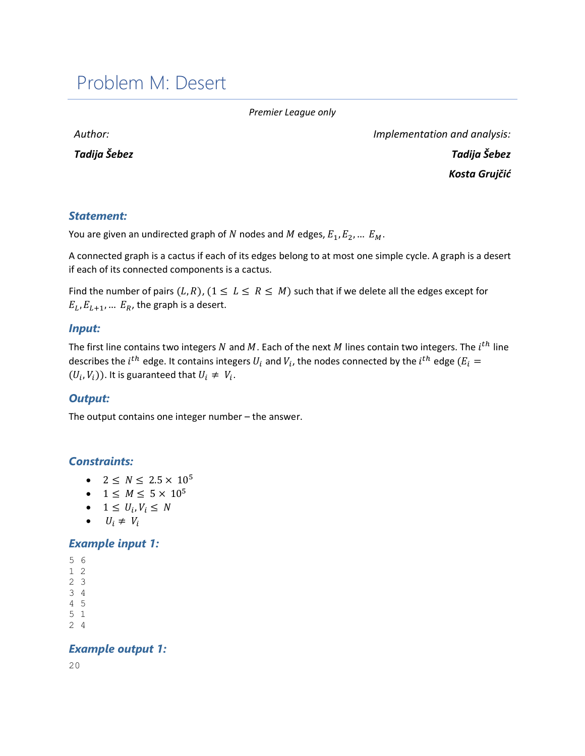# Problem M: Desert

*Premier League only*

| Author: | Implementation and analysis: |
|---|---|
| ***Tadija Šebez*** | ***Tadija Šebez*** |
| | ***Kosta Grujčić*** |

### Statement:

You are given an undirected graph of $N$ nodes and $M$ edges, $E_1, E_2, \ldots E_M$.

A connected graph is a cactus if each of its edges belong to at most one simple cycle. A graph is a desert if each of its connected components is a cactus.

Find the number of pairs $(L, R)$, $(1 \leq L \leq R \leq M)$ such that if we delete all the edges except for $E_L, E_{L+1}, \ldots E_R$, the graph is a desert.

### Input:

The first line contains two integers $N$ and $M$. Each of the next $M$ lines contain two integers. The $i^{th}$ line describes the $i^{th}$ edge. It contains integers $U_i$ and $V_i$, the nodes connected by the $i^{th}$ edge ($E_i = (U_i, V_i)$). It is guaranteed that $U_i \neq V_i$.

### Output:

The output contains one integer number – the answer.

### Constraints:

- $2 \leq N \leq 2.5 \times 10^5$
- $1 \leq M \leq 5 \times 10^5$
- $1 \leq U_i, V_i \leq N$
- $U_i \neq V_i$

### Example input 1:

```
5 6
1 2
2 3
3 4
4 5
5 1
2 4
```

### Example output 1:

```
20
```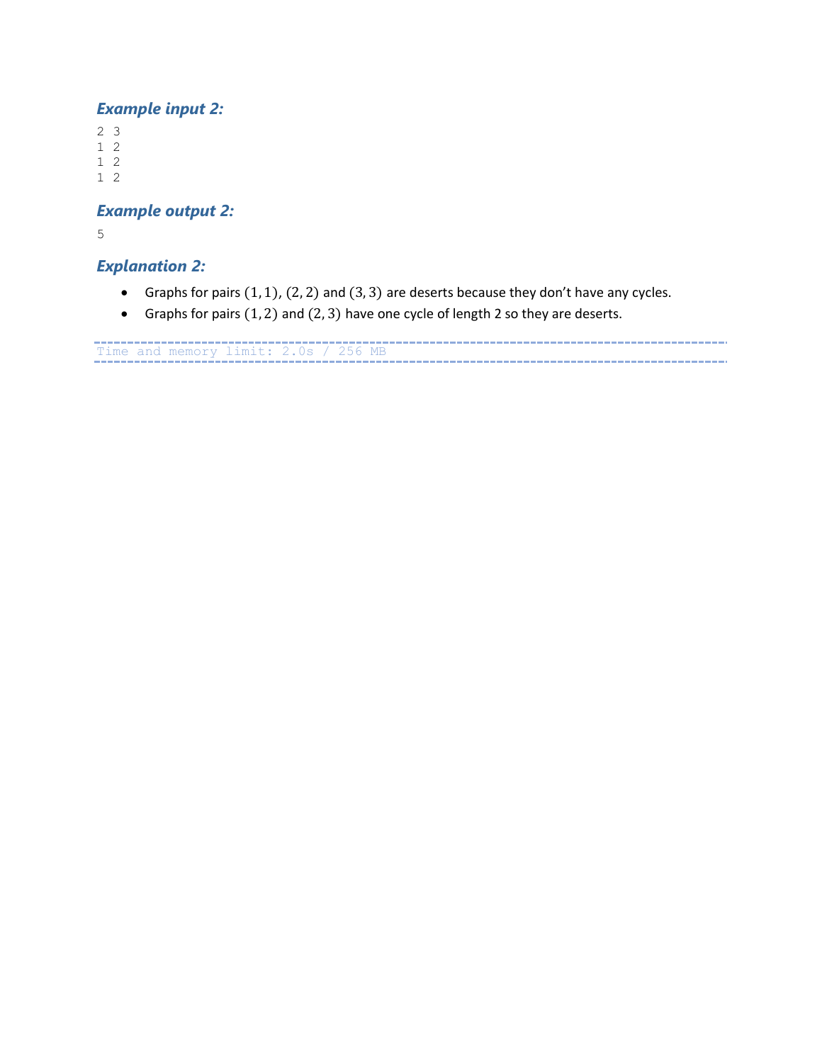### *Example input 2:*

```
2 3
1 2
1 2
1 2
```

### *Example output 2:*

```
5
```

### *Explanation 2:*

- Graphs for pairs $(1, 1)$, $(2, 2)$ and $(3, 3)$ are deserts because they don't have any cycles.
- Graphs for pairs $(1, 2)$ and $(2, 3)$ have one cycle of length 2 so they are deserts.

```
Time and memory limit: 2.0s / 256 MB
```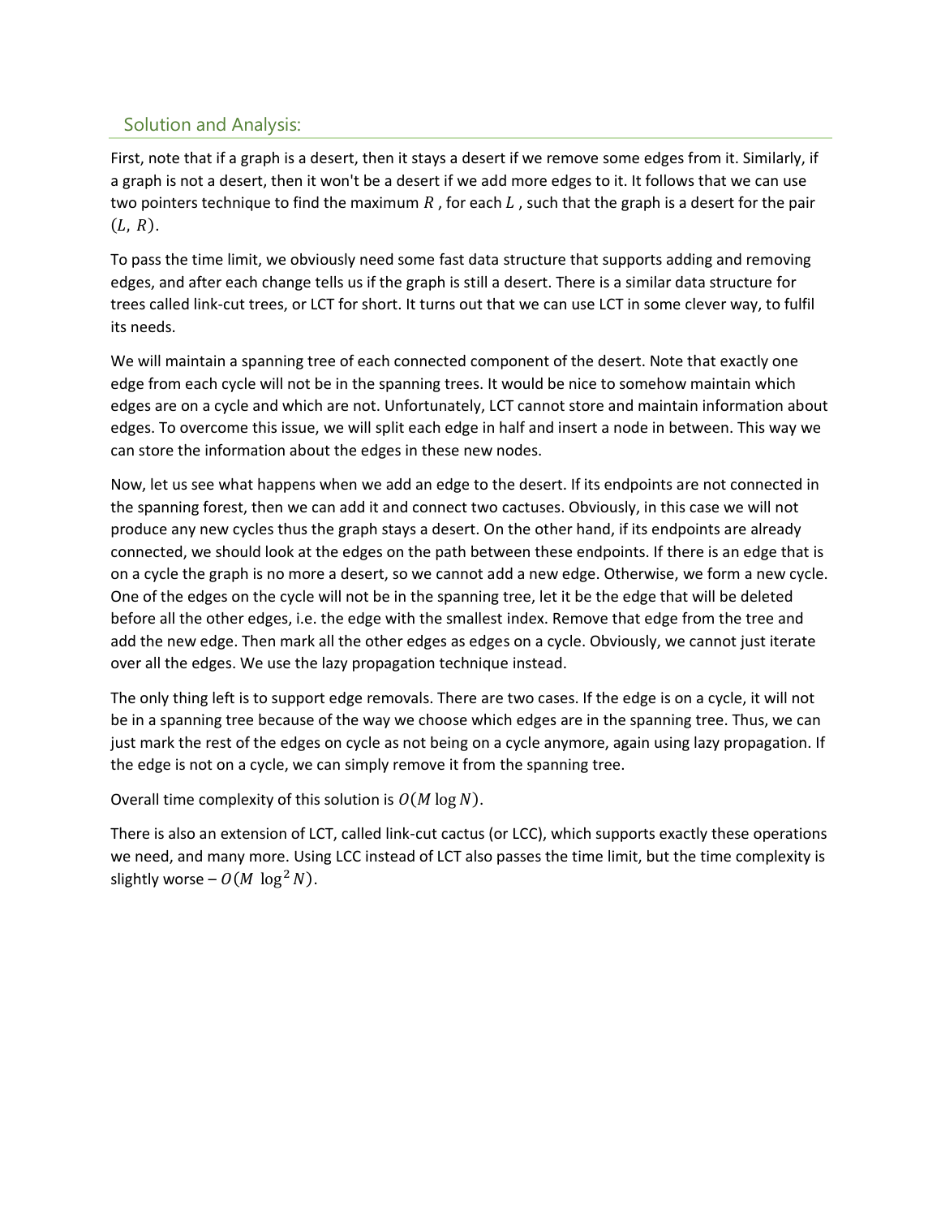## Solution and Analysis:

First, note that if a graph is a desert, then it stays a desert if we remove some edges from it. Similarly, if a graph is not a desert, then it won't be a desert if we add more edges to it. It follows that we can use two pointers technique to find the maximum $R$, for each $L$, such that the graph is a desert for the pair $(L, R)$.

To pass the time limit, we obviously need some fast data structure that supports adding and removing edges, and after each change tells us if the graph is still a desert. There is a similar data structure for trees called link-cut trees, or LCT for short. It turns out that we can use LCT in some clever way, to fulfil its needs.

We will maintain a spanning tree of each connected component of the desert. Note that exactly one edge from each cycle will not be in the spanning trees. It would be nice to somehow maintain which edges are on a cycle and which are not. Unfortunately, LCT cannot store and maintain information about edges. To overcome this issue, we will split each edge in half and insert a node in between. This way we can store the information about the edges in these new nodes.

Now, let us see what happens when we add an edge to the desert. If its endpoints are not connected in the spanning forest, then we can add it and connect two cactuses. Obviously, in this case we will not produce any new cycles thus the graph stays a desert. On the other hand, if its endpoints are already connected, we should look at the edges on the path between these endpoints. If there is an edge that is on a cycle the graph is no more a desert, so we cannot add a new edge. Otherwise, we form a new cycle. One of the edges on the cycle will not be in the spanning tree, let it be the edge that will be deleted before all the other edges, i.e. the edge with the smallest index. Remove that edge from the tree and add the new edge. Then mark all the other edges as edges on a cycle. Obviously, we cannot just iterate over all the edges. We use the lazy propagation technique instead.

The only thing left is to support edge removals. There are two cases. If the edge is on a cycle, it will not be in a spanning tree because of the way we choose which edges are in the spanning tree. Thus, we can just mark the rest of the edges on cycle as not being on a cycle anymore, again using lazy propagation. If the edge is not on a cycle, we can simply remove it from the spanning tree.

Overall time complexity of this solution is $O(M \log N)$.

There is also an extension of LCT, called link-cut cactus (or LCC), which supports exactly these operations we need, and many more. Using LCC instead of LCT also passes the time limit, but the time complexity is slightly worse – $O(M \log^2 N)$.